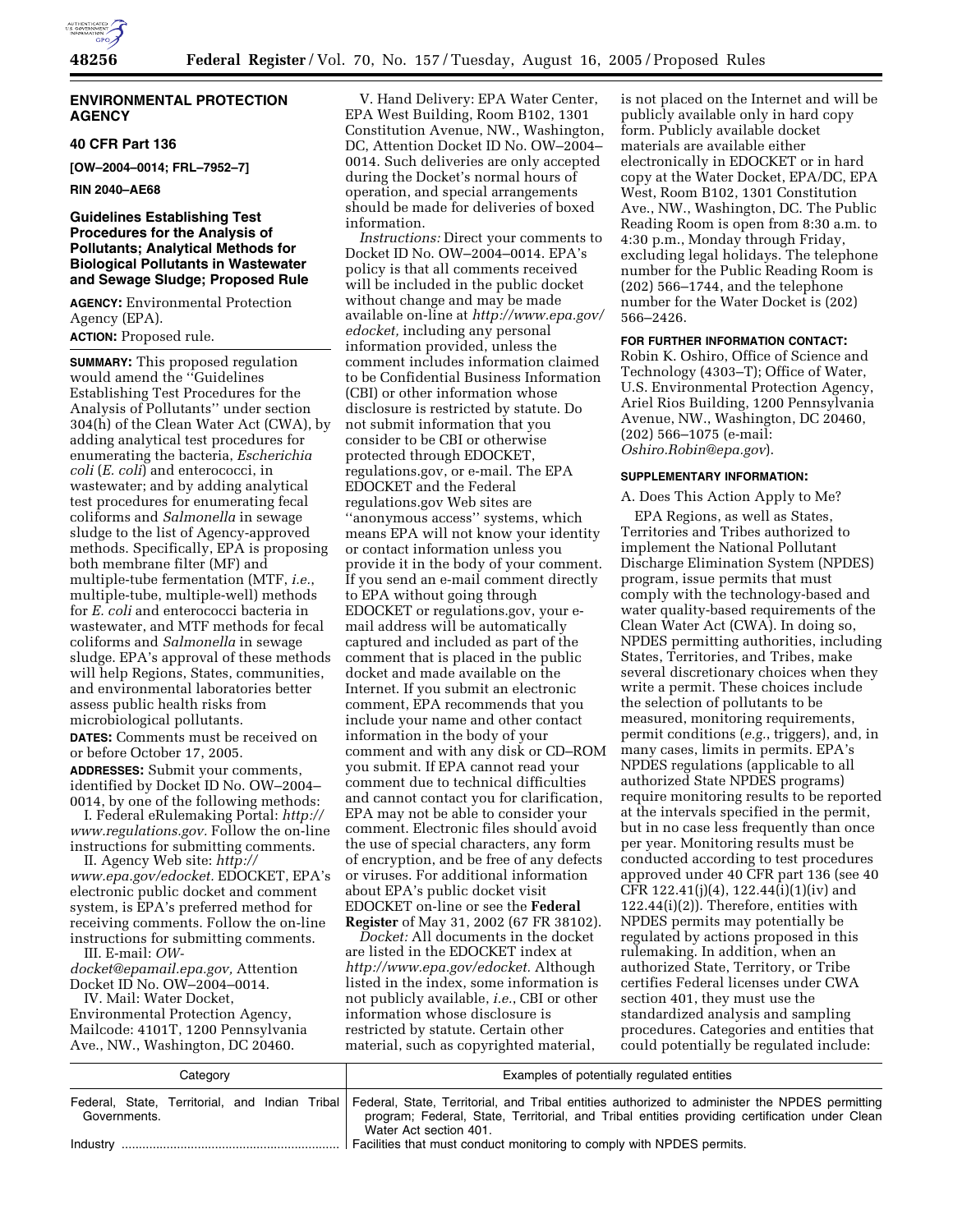## ENVIRONMENTAL PROTECTION AGENCY

### 40 CFR Part 136

**[OW–2004–0014; FRL–7952–7]**

**RIN 2040–AE68**

### Guidelines Establishing Test Procedures for the Analysis of Pollutants; Analytical Methods for Biological Pollutants in Wastewater and Sewage Sludge; Proposed Rule

**AGENCY:** Environmental Protection Agency (EPA).

**ACTION:** Proposed rule.

**SUMMARY:** This proposed regulation would amend the ''Guidelines Establishing Test Procedures for the Analysis of Pollutants'' under section 304(h) of the Clean Water Act (CWA), by adding analytical test procedures for enumerating the bacteria, *Escherichia coli* (*E. coli*) and enterococci, in wastewater; and by adding analytical test procedures for enumerating fecal coliforms and *Salmonella* in sewage sludge to the list of Agency-approved methods. Specifically, EPA is proposing both membrane filter (MF) and multiple-tube fermentation (MTF, *i.e.*, multiple-tube, multiple-well) methods for *E. coli* and enterococci bacteria in wastewater, and MTF methods for fecal coliforms and *Salmonella* in sewage sludge. EPA's approval of these methods will help Regions, States, communities, and environmental laboratories better assess public health risks from microbiological pollutants.

**DATES:** Comments must be received on or before October 17, 2005.

**ADDRESSES:** Submit your comments, identified by Docket ID No. OW–2004–0014, by one of the following methods:

I. Federal eRulemaking Portal: *http://www.regulations.gov*. Follow the on-line instructions for submitting comments.

II. Agency Web site: *http://www.epa.gov/edocket*. EDOCKET, EPA's electronic public docket and comment system, is EPA's preferred method for receiving comments. Follow the on-line instructions for submitting comments.

III. E-mail: *OW-docket@epamail.epa.gov*, Attention Docket ID No. OW–2004–0014.

IV. Mail: Water Docket, Environmental Protection Agency, Mailcode: 4101T, 1200 Pennsylvania Ave., NW., Washington, DC 20460.

V. Hand Delivery: EPA Water Center, EPA West Building, Room B102, 1301 Constitution Avenue, NW., Washington, DC, Attention Docket ID No. OW–2004–0014. Such deliveries are only accepted during the Docket's normal hours of operation, and special arrangements should be made for deliveries of boxed information.

*Instructions:* Direct your comments to Docket ID No. OW–2004–0014. EPA's policy is that all comments received will be included in the public docket without change and may be made available on-line at *http://www.epa.gov/edocket*, including any personal information provided, unless the comment includes information claimed to be Confidential Business Information (CBI) or other information whose disclosure is restricted by statute. Do not submit information that you consider to be CBI or otherwise protected through EDOCKET, regulations.gov, or e-mail. The EPA EDOCKET and the Federal regulations.gov Web sites are ''anonymous access'' systems, which means EPA will not know your identity or contact information unless you provide it in the body of your comment. If you send an e-mail comment directly to EPA without going through EDOCKET or regulations.gov, your e-mail address will be automatically captured and included as part of the comment that is placed in the public docket and made available on the Internet. If you submit an electronic comment, EPA recommends that you include your name and other contact information in the body of your comment and with any disk or CD–ROM you submit. If EPA cannot read your comment due to technical difficulties and cannot contact you for clarification, EPA may not be able to consider your comment. Electronic files should avoid the use of special characters, any form of encryption, and be free of any defects or viruses. For additional information about EPA's public docket visit EDOCKET on-line or see the **Federal Register** of May 31, 2002 (67 FR 38102).

*Docket:* All documents in the docket are listed in the EDOCKET index at *http://www.epa.gov/edocket*. Although listed in the index, some information is not publicly available, *i.e.*, CBI or other information whose disclosure is restricted by statute. Certain other material, such as copyrighted material, is not placed on the Internet and will be publicly available only in hard copy form. Publicly available docket materials are available either electronically in EDOCKET or in hard copy at the Water Docket, EPA/DC, EPA West, Room B102, 1301 Constitution Ave., NW., Washington, DC. The Public Reading Room is open from 8:30 a.m. to 4:30 p.m., Monday through Friday, excluding legal holidays. The telephone number for the Public Reading Room is (202) 566–1744, and the telephone number for the Water Docket is (202) 566–2426.

**FOR FURTHER INFORMATION CONTACT:** Robin K. Oshiro, Office of Science and Technology (4303–T); Office of Water, U.S. Environmental Protection Agency, Ariel Rios Building, 1200 Pennsylvania Avenue, NW., Washington, DC 20460, (202) 566–1075 (e-mail: *Oshiro.Robin@epa.gov*).

**SUPPLEMENTARY INFORMATION:**

A. Does This Action Apply to Me?

EPA Regions, as well as States, Territories and Tribes authorized to implement the National Pollutant Discharge Elimination System (NPDES) program, issue permits that must comply with the technology-based and water quality-based requirements of the Clean Water Act (CWA). In doing so, NPDES permitting authorities, including States, Territories, and Tribes, make several discretionary choices when they write a permit. These choices include the selection of pollutants to be measured, monitoring requirements, permit conditions (*e.g.*, triggers), and, in many cases, limits in permits. EPA's NPDES regulations (applicable to all authorized State NPDES programs) require monitoring results to be reported at the intervals specified in the permit, but in no case less frequently than once per year. Monitoring results must be conducted according to test procedures approved under 40 CFR part 136 (see 40 CFR 122.41(j)(4), 122.44(i)(1)(iv) and 122.44(i)(2)). Therefore, entities with NPDES permits may potentially be regulated by actions proposed in this rulemaking. In addition, when an authorized State, Territory, or Tribe certifies Federal licenses under CWA section 401, they must use the standardized analysis and sampling procedures. Categories and entities that could potentially be regulated include:

| Category | Examples of potentially regulated entities |
|---|---|
| Federal, State, Territorial, and Indian Tribal Governments. | Federal, State, Territorial, and Tribal entities authorized to administer the NPDES permitting program; Federal, State, Territorial, and Tribal entities providing certification under Clean Water Act section 401. |
| Industry | Facilities that must conduct monitoring to comply with NPDES permits. |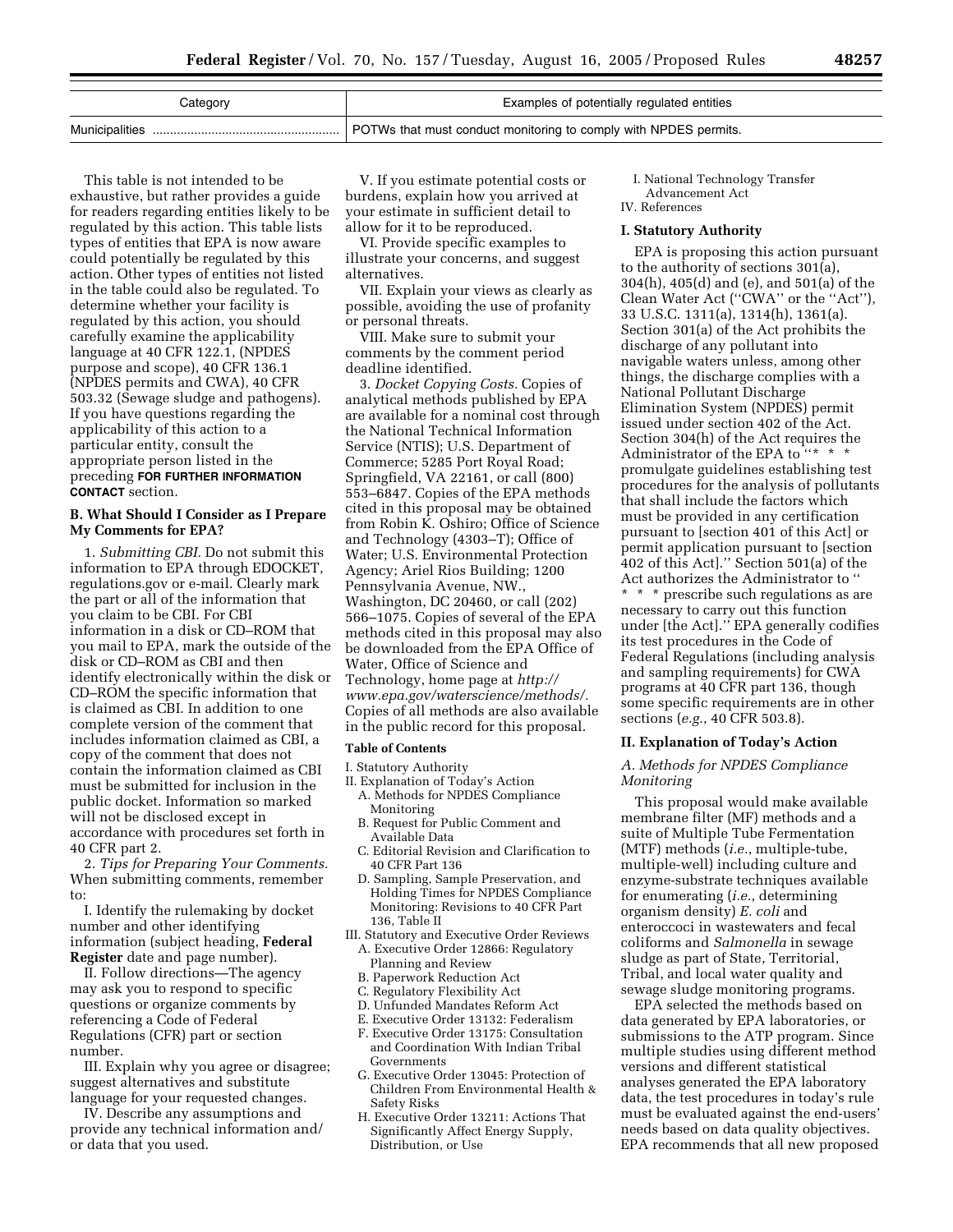| Category | Examples of potentially regulated entities |
| --- | --- |
| Municipalities | POTWs that must conduct monitoring to comply with NPDES permits. |

This table is not intended to be exhaustive, but rather provides a guide for readers regarding entities likely to be regulated by this action. This table lists types of entities that EPA is now aware could potentially be regulated by this action. Other types of entities not listed in the table could also be regulated. To determine whether your facility is regulated by this action, you should carefully examine the applicability language at 40 CFR 122.1, (NPDES purpose and scope), 40 CFR 136.1 (NPDES permits and CWA), 40 CFR 503.32 (Sewage sludge and pathogens). If you have questions regarding the applicability of this action to a particular entity, consult the appropriate person listed in the preceding **FOR FURTHER INFORMATION CONTACT** section.

### B. What Should I Consider as I Prepare My Comments for EPA?

1. *Submitting CBI.* Do not submit this information to EPA through EDOCKET, regulations.gov or e-mail. Clearly mark the part or all of the information that you claim to be CBI. For CBI information in a disk or CD–ROM that you mail to EPA, mark the outside of the disk or CD–ROM as CBI and then identify electronically within the disk or CD–ROM the specific information that is claimed as CBI. In addition to one complete version of the comment that includes information claimed as CBI, a copy of the comment that does not contain the information claimed as CBI must be submitted for inclusion in the public docket. Information so marked will not be disclosed except in accordance with procedures set forth in 40 CFR part 2.

2. *Tips for Preparing Your Comments.* When submitting comments, remember to:

I. Identify the rulemaking by docket number and other identifying information (subject heading, **Federal Register** date and page number).

II. Follow directions—The agency may ask you to respond to specific questions or organize comments by referencing a Code of Federal Regulations (CFR) part or section number.

III. Explain why you agree or disagree; suggest alternatives and substitute language for your requested changes.

IV. Describe any assumptions and provide any technical information and/or data that you used.

V. If you estimate potential costs or burdens, explain how you arrived at your estimate in sufficient detail to allow for it to be reproduced.

VI. Provide specific examples to illustrate your concerns, and suggest alternatives.

VII. Explain your views as clearly as possible, avoiding the use of profanity or personal threats.

VIII. Make sure to submit your comments by the comment period deadline identified.

3. *Docket Copying Costs.* Copies of analytical methods published by EPA are available for a nominal cost through the National Technical Information Service (NTIS); U.S. Department of Commerce; 5285 Port Royal Road; Springfield, VA 22161, or call (800) 553–6847. Copies of the EPA methods cited in this proposal may be obtained from Robin K. Oshiro; Office of Science and Technology (4303–T); Office of Water; U.S. Environmental Protection Agency; Ariel Rios Building; 1200 Pennsylvania Avenue, NW., Washington, DC 20460, or call (202) 566–1075. Copies of several of the EPA methods cited in this proposal may also be downloaded from the EPA Office of Water, Office of Science and Technology, home page at *http://www.epa.gov/waterscience/methods/.* Copies of all methods are also available in the public record for this proposal.

#### Table of Contents

I. Statutory Authority
II. Explanation of Today's Action
  A. Methods for NPDES Compliance Monitoring
  B. Request for Public Comment and Available Data
  C. Editorial Revision and Clarification to 40 CFR Part 136
  D. Sampling, Sample Preservation, and Holding Times for NPDES Compliance Monitoring: Revisions to 40 CFR Part 136, Table II
III. Statutory and Executive Order Reviews
  A. Executive Order 12866: Regulatory Planning and Review
  B. Paperwork Reduction Act
  C. Regulatory Flexibility Act
  D. Unfunded Mandates Reform Act
  E. Executive Order 13132: Federalism
  F. Executive Order 13175: Consultation and Coordination With Indian Tribal Governments
  G. Executive Order 13045: Protection of Children From Environmental Health & Safety Risks
  H. Executive Order 13211: Actions That Significantly Affect Energy Supply, Distribution, or Use
  I. National Technology Transfer Advancement Act
IV. References

## I. Statutory Authority

EPA is proposing this action pursuant to the authority of sections 301(a), 304(h), 405(d) and (e), and 501(a) of the Clean Water Act (''CWA'' or the ''Act''), 33 U.S.C. 1311(a), 1314(h), 1361(a). Section 301(a) of the Act prohibits the discharge of any pollutant into navigable waters unless, among other things, the discharge complies with a National Pollutant Discharge Elimination System (NPDES) permit issued under section 402 of the Act. Section 304(h) of the Act requires the Administrator of the EPA to ''* * * promulgate guidelines establishing test procedures for the analysis of pollutants that shall include the factors which must be provided in any certification pursuant to [section 401 of this Act] or permit application pursuant to [section 402 of this Act].'' Section 501(a) of the Act authorizes the Administrator to '' * * * prescribe such regulations as are necessary to carry out this function under [the Act].'' EPA generally codifies its test procedures in the Code of Federal Regulations (including analysis and sampling requirements) for CWA programs at 40 CFR part 136, though some specific requirements are in other sections (*e.g.*, 40 CFR 503.8).

## II. Explanation of Today's Action

### A. Methods for NPDES Compliance Monitoring

This proposal would make available membrane filter (MF) methods and a suite of Multiple Tube Fermentation (MTF) methods (*i.e.*, multiple-tube, multiple-well) including culture and enzyme-substrate techniques available for enumerating (*i.e.*, determining organism density) *E. coli* and enteroccoci in wastewaters and fecal coliforms and *Salmonella* in sewage sludge as part of State, Territorial, Tribal, and local water quality and sewage sludge monitoring programs.

EPA selected the methods based on data generated by EPA laboratories, or submissions to the ATP program. Since multiple studies using different method versions and different statistical analyses generated the EPA laboratory data, the test procedures in today's rule must be evaluated against the end-users' needs based on data quality objectives. EPA recommends that all new proposed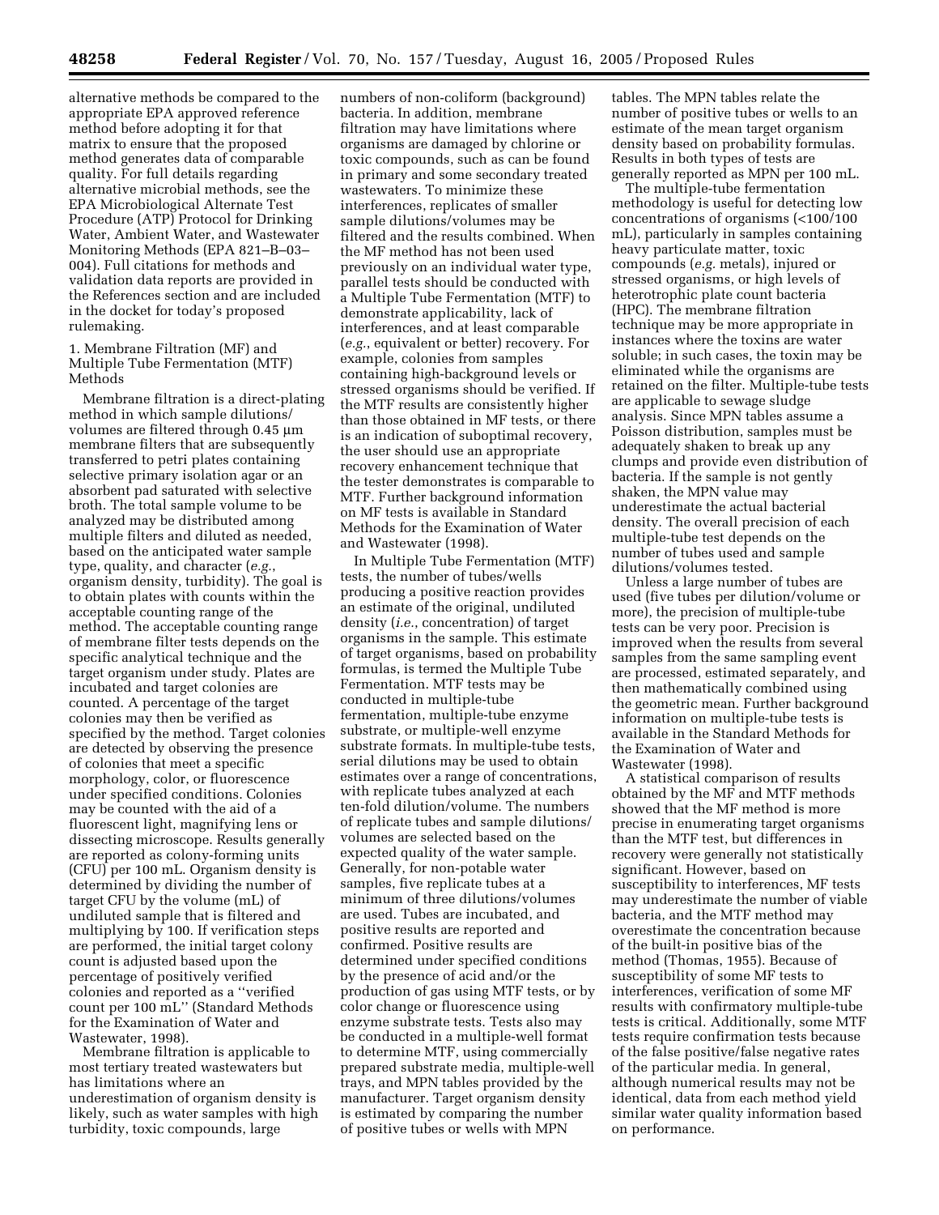alternative methods be compared to the appropriate EPA approved reference method before adopting it for that matrix to ensure that the proposed method generates data of comparable quality. For full details regarding alternative microbial methods, see the EPA Microbiological Alternate Test Procedure (ATP) Protocol for Drinking Water, Ambient Water, and Wastewater Monitoring Methods (EPA 821–B–03–004). Full citations for methods and validation data reports are provided in the References section and are included in the docket for today's proposed rulemaking.

1. Membrane Filtration (MF) and Multiple Tube Fermentation (MTF) Methods

Membrane filtration is a direct-plating method in which sample dilutions/volumes are filtered through 0.45 µm membrane filters that are subsequently transferred to petri plates containing selective primary isolation agar or an absorbent pad saturated with selective broth. The total sample volume to be analyzed may be distributed among multiple filters and diluted as needed, based on the anticipated water sample type, quality, and character (*e.g.*, organism density, turbidity). The goal is to obtain plates with counts within the acceptable counting range of the method. The acceptable counting range of membrane filter tests depends on the specific analytical technique and the target organism under study. Plates are incubated and target colonies are counted. A percentage of the target colonies may then be verified as specified by the method. Target colonies are detected by observing the presence of colonies that meet a specific morphology, color, or fluorescence under specified conditions. Colonies may be counted with the aid of a fluorescent light, magnifying lens or dissecting microscope. Results generally are reported as colony-forming units (CFU) per 100 mL. Organism density is determined by dividing the number of target CFU by the volume (mL) of undiluted sample that is filtered and multiplying by 100. If verification steps are performed, the initial target colony count is adjusted based upon the percentage of positively verified colonies and reported as a ''verified count per 100 mL'' (Standard Methods for the Examination of Water and Wastewater, 1998).

Membrane filtration is applicable to most tertiary treated wastewaters but has limitations where an underestimation of organism density is likely, such as water samples with high turbidity, toxic compounds, large numbers of non-coliform (background) bacteria. In addition, membrane filtration may have limitations where organisms are damaged by chlorine or toxic compounds, such as can be found in primary and some secondary treated wastewaters. To minimize these interferences, replicates of smaller sample dilutions/volumes may be filtered and the results combined. When the MF method has not been used previously on an individual water type, parallel tests should be conducted with a Multiple Tube Fermentation (MTF) to demonstrate applicability, lack of interferences, and at least comparable (*e.g.*, equivalent or better) recovery. For example, colonies from samples containing high-background levels or stressed organisms should be verified. If the MTF results are consistently higher than those obtained in MF tests, or there is an indication of suboptimal recovery, the user should use an appropriate recovery enhancement technique that the tester demonstrates is comparable to MTF. Further background information on MF tests is available in Standard Methods for the Examination of Water and Wastewater (1998).

In Multiple Tube Fermentation (MTF) tests, the number of tubes/wells producing a positive reaction provides an estimate of the original, undiluted density (*i.e.*, concentration) of target organisms in the sample. This estimate of target organisms, based on probability formulas, is termed the Multiple Tube Fermentation. MTF tests may be conducted in multiple-tube fermentation, multiple-tube enzyme substrate, or multiple-well enzyme substrate formats. In multiple-tube tests, serial dilutions may be used to obtain estimates over a range of concentrations, with replicate tubes analyzed at each ten-fold dilution/volume. The numbers of replicate tubes and sample dilutions/volumes are selected based on the expected quality of the water sample. Generally, for non-potable water samples, five replicate tubes at a minimum of three dilutions/volumes are used. Tubes are incubated, and positive results are reported and confirmed. Positive results are determined under specified conditions by the presence of acid and/or the production of gas using MTF tests, or by color change or fluorescence using enzyme substrate tests. Tests also may be conducted in a multiple-well format to determine MTF, using commercially prepared substrate media, multiple-well trays, and MPN tables provided by the manufacturer. Target organism density is estimated by comparing the number of positive tubes or wells with MPN tables. The MPN tables relate the number of positive tubes or wells to an estimate of the mean target organism density based on probability formulas. Results in both types of tests are generally reported as MPN per 100 mL.

The multiple-tube fermentation methodology is useful for detecting low concentrations of organisms (<100/100 mL), particularly in samples containing heavy particulate matter, toxic compounds (*e.g.* metals), injured or stressed organisms, or high levels of heterotrophic plate count bacteria (HPC). The membrane filtration technique may be more appropriate in instances where the toxins are water soluble; in such cases, the toxin may be eliminated while the organisms are retained on the filter. Multiple-tube tests are applicable to sewage sludge analysis. Since MPN tables assume a Poisson distribution, samples must be adequately shaken to break up any clumps and provide even distribution of bacteria. If the sample is not gently shaken, the MPN value may underestimate the actual bacterial density. The overall precision of each multiple-tube test depends on the number of tubes used and sample dilutions/volumes tested.

Unless a large number of tubes are used (five tubes per dilution/volume or more), the precision of multiple-tube tests can be very poor. Precision is improved when the results from several samples from the same sampling event are processed, estimated separately, and then mathematically combined using the geometric mean. Further background information on multiple-tube tests is available in the Standard Methods for the Examination of Water and Wastewater (1998).

A statistical comparison of results obtained by the MF and MTF methods showed that the MF method is more precise in enumerating target organisms than the MTF test, but differences in recovery were generally not statistically significant. However, based on susceptibility to interferences, MF tests may underestimate the number of viable bacteria, and the MTF method may overestimate the concentration because of the built-in positive bias of the method (Thomas, 1955). Because of susceptibility of some MF tests to interferences, verification of some MF results with confirmatory multiple-tube tests is critical. Additionally, some MTF tests require confirmation tests because of the false positive/false negative rates of the particular media. In general, although numerical results may not be identical, data from each method yield similar water quality information based on performance.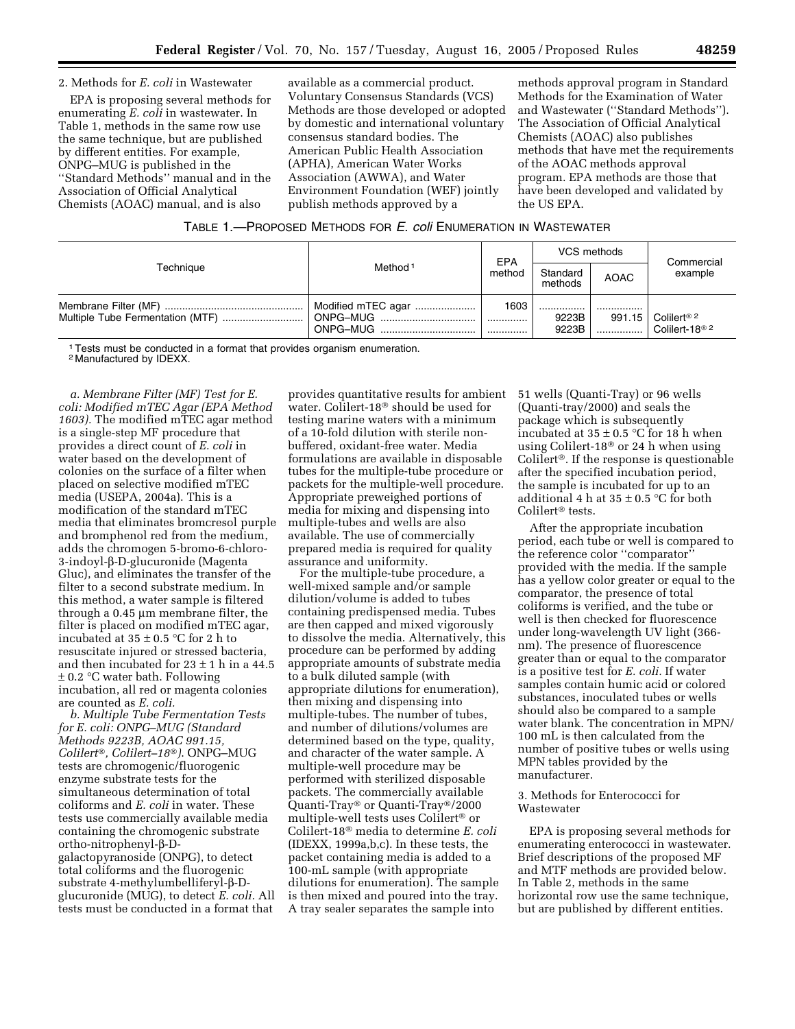2. Methods for *E. coli* in Wastewater

EPA is proposing several methods for enumerating *E. coli* in wastewater. In Table 1, methods in the same row use the same technique, but are published by different entities. For example, ONPG–MUG is published in the ''Standard Methods'' manual and in the Association of Official Analytical Chemists (AOAC) manual, and is also available as a commercial product. Voluntary Consensus Standards (VCS) Methods are those developed or adopted by domestic and international voluntary consensus standard bodies. The American Public Health Association (APHA), American Water Works Association (AWWA), and Water Environment Foundation (WEF) jointly publish methods approved by a methods approval program in Standard Methods for the Examination of Water and Wastewater (''Standard Methods''). The Association of Official Analytical Chemists (AOAC) also publishes methods that have met the requirements of the AOAC methods approval program. EPA methods are those that have been developed and validated by the US EPA.

TABLE 1.—PROPOSED METHODS FOR *E. coli* ENUMERATION IN WASTEWATER

| Technique | Method [1] | EPA method | VCS methods | | Commercial example |
|---|---|---|---|---|---|
| | | | Standard methods | AOAC | |
| Membrane Filter (MF) | Modified mTEC agar | 1603 | | | |
| Multiple Tube Fermentation (MTF) | ONPG–MUG | | 9223B | 991.15 | Colilert® [2] |
| | ONPG–MUG | | 9223B | | Colilert-18® [2] |

[1] Tests must be conducted in a format that provides organism enumeration.
[2] Manufactured by IDEXX.

*a. Membrane Filter (MF) Test for E. coli: Modified mTEC Agar (EPA Method 1603).* The modified mTEC agar method is a single-step MF procedure that provides a direct count of *E. coli* in water based on the development of colonies on the surface of a filter when placed on selective modified mTEC media (USEPA, 2004a). This is a modification of the standard mTEC media that eliminates bromcresol purple and bromphenol red from the medium, adds the chromogen 5-bromo-6-chloro-3-indoyl-β-D-glucuronide (Magenta Gluc), and eliminates the transfer of the filter to a second substrate medium. In this method, a water sample is filtered through a 0.45 µm membrane filter, the filter is placed on modified mTEC agar, incubated at 35 ± 0.5 °C for 2 h to resuscitate injured or stressed bacteria, and then incubated for 23 ± 1 h in a 44.5 ± 0.2 °C water bath. Following incubation, all red or magenta colonies are counted as *E. coli.*

*b. Multiple Tube Fermentation Tests for E. coli: ONPG–MUG (Standard Methods 9223B, AOAC 991.15, Colilert®, Colilert–18®).* ONPG–MUG tests are chromogenic/fluorogenic enzyme substrate tests for the simultaneous determination of total coliforms and *E. coli* in water. These tests use commercially available media containing the chromogenic substrate ortho-nitrophenyl-β-D-galactopyranoside (ONPG), to detect total coliforms and the fluorogenic substrate 4-methylumbelliferyl-β-D-glucuronide (MUG), to detect *E. coli.* All tests must be conducted in a format that provides quantitative results for ambient water. Colilert-18® should be used for testing marine waters with a minimum of a 10-fold dilution with sterile non-buffered, oxidant-free water. Media formulations are available in disposable tubes for the multiple-tube procedure or packets for the multiple-well procedure. Appropriate preweighed portions of media for mixing and dispensing into multiple-tubes and wells are also available. The use of commercially prepared media is required for quality assurance and uniformity.

For the multiple-tube procedure, a well-mixed sample and/or sample dilution/volume is added to tubes containing predispensed media. Tubes are then capped and mixed vigorously to dissolve the media. Alternatively, this procedure can be performed by adding appropriate amounts of substrate media to a bulk diluted sample (with appropriate dilutions for enumeration), then mixing and dispensing into multiple-tubes. The number of tubes, and number of dilutions/volumes are determined based on the type, quality, and character of the water sample. A multiple-well procedure may be performed with sterilized disposable packets. The commercially available Quanti-Tray® or Quanti-Tray®/2000 multiple-well tests uses Colilert® or Colilert-18® media to determine *E. coli* (IDEXX, 1999a,b,c). In these tests, the packet containing media is added to a 100-mL sample (with appropriate dilutions for enumeration). The sample is then mixed and poured into the tray. A tray sealer separates the sample into 51 wells (Quanti-Tray) or 96 wells (Quanti-tray/2000) and seals the package which is subsequently incubated at 35 ± 0.5 °C for 18 h when using Colilert-18® or 24 h when using Colilert®. If the response is questionable after the specified incubation period, the sample is incubated for up to an additional 4 h at 35 ± 0.5 °C for both Colilert® tests.

After the appropriate incubation period, each tube or well is compared to the reference color ''comparator'' provided with the media. If the sample has a yellow color greater or equal to the comparator, the presence of total coliforms is verified, and the tube or well is then checked for fluorescence under long-wavelength UV light (366-nm). The presence of fluorescence greater than or equal to the comparator is a positive test for *E. coli*. If water samples contain humic acid or colored substances, inoculated tubes or wells should also be compared to a sample water blank. The concentration in MPN/100 mL is then calculated from the number of positive tubes or wells using MPN tables provided by the manufacturer.

3. Methods for Enterococci for Wastewater

EPA is proposing several methods for enumerating enterococci in wastewater. Brief descriptions of the proposed MF and MTF methods are provided below. In Table 2, methods in the same horizontal row use the same technique, but are published by different entities.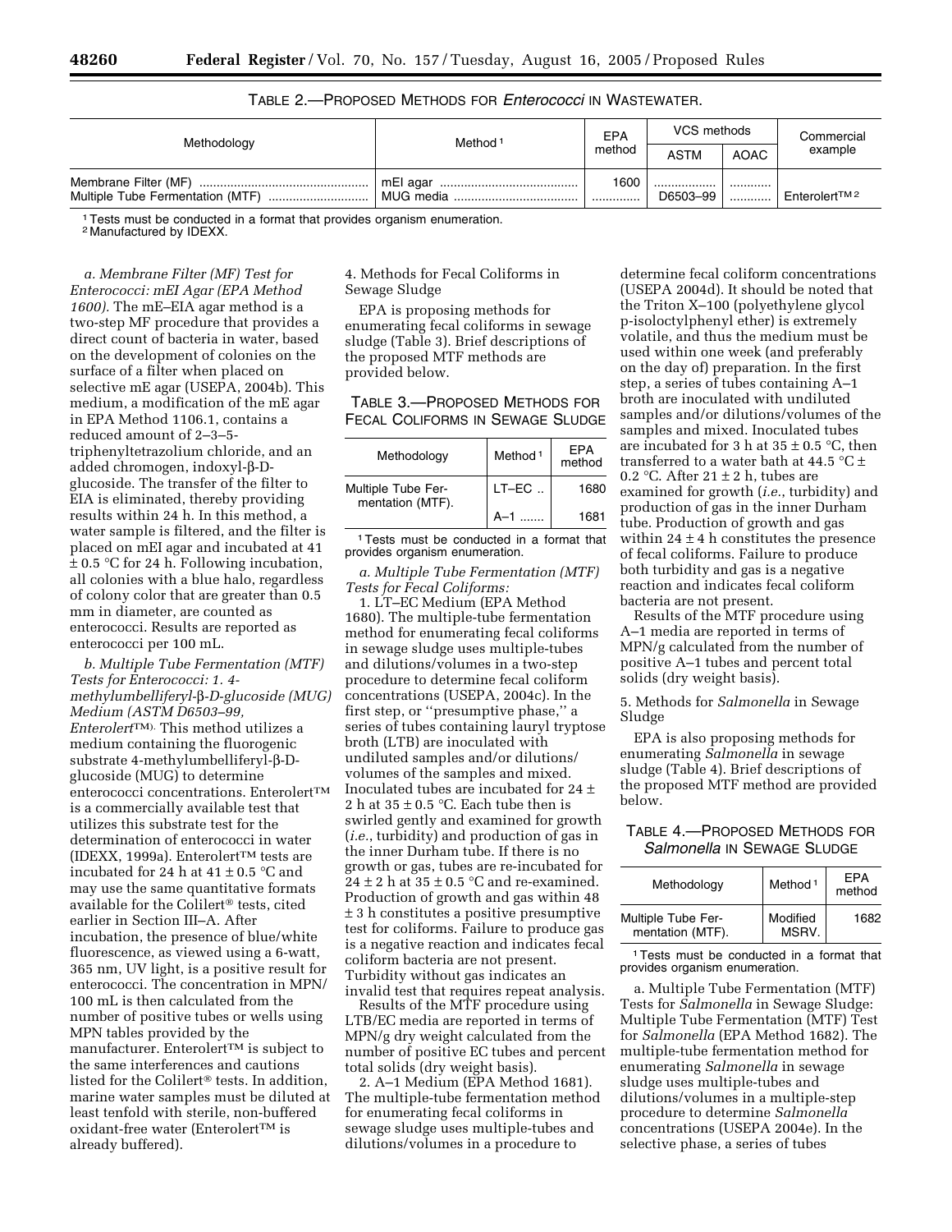TABLE 2.—PROPOSED METHODS FOR *Enterococci* IN WASTEWATER.

| Methodology | Method [1] | EPA method | VCS methods | | Commercial example |
|---|---|---|---|---|---|
| | | | ASTM | AOAC | |
| Membrane Filter (MF) | mEI agar | 1600 | | | |
| Multiple Tube Fermentation (MTF) | MUG media | | D6503–99 | | Enterolert™ [2] |

[1] Tests must be conducted in a format that provides organism enumeration.
[2] Manufactured by IDEXX.

*a. Membrane Filter (MF) Test for Enterococci: mEI Agar (EPA Method 1600).* The mE–EIA agar method is a two-step MF procedure that provides a direct count of bacteria in water, based on the development of colonies on the surface of a filter when placed on selective mE agar (USEPA, 2004b). This medium, a modification of the mE agar in EPA Method 1106.1, contains a reduced amount of 2–3–5-triphenyltetrazolium chloride, and an added chromogen, indoxyl-β-D-glucoside. The transfer of the filter to EIA is eliminated, thereby providing results within 24 h. In this method, a water sample is filtered, and the filter is placed on mEI agar and incubated at 41 ± 0.5 °C for 24 h. Following incubation, all colonies with a blue halo, regardless of colony color that are greater than 0.5 mm in diameter, are counted as enterococci. Results are reported as enterococci per 100 mL.

*b. Multiple Tube Fermentation (MTF) Tests for Enterococci: 1. 4-methylumbelliferyl-β-D-glucoside (MUG) Medium (ASTM D6503–99, Enterolert™).* This method utilizes a medium containing the fluorogenic substrate 4-methylumbelliferyl-β-D-glucoside (MUG) to determine enterococci concentrations. Enterolert™ is a commercially available test that utilizes this substrate test for the determination of enterococci in water (IDEXX, 1999a). Enterolert™ tests are incubated for 24 h at 41 ± 0.5 °C and may use the same quantitative formats available for the Colilert® tests, cited earlier in Section III–A. After incubation, the presence of blue/white fluorescence, as viewed using a 6-watt, 365 nm, UV light, is a positive result for enterococci. The concentration in MPN/100 mL is then calculated from the number of positive tubes or wells using MPN tables provided by the manufacturer. Enterolert™ is subject to the same interferences and cautions listed for the Colilert® tests. In addition, marine water samples must be diluted at least tenfold with sterile, non-buffered oxidant-free water (Enterolert™ is already buffered).

4. Methods for Fecal Coliforms in Sewage Sludge

EPA is proposing methods for enumerating fecal coliforms in sewage sludge (Table 3). Brief descriptions of the proposed MTF methods are provided below.

TABLE 3.—PROPOSED METHODS FOR FECAL COLIFORMS IN SEWAGE SLUDGE

| Methodology | Method [1] | EPA method |
|---|---|---|
| Multiple Tube Fermentation (MTF). | LT–EC | 1680 |
| | A–1 | 1681 |

[1] Tests must be conducted in a format that provides organism enumeration.

*a. Multiple Tube Fermentation (MTF) Tests for Fecal Coliforms:*

1. LT–EC Medium (EPA Method 1680). The multiple-tube fermentation method for enumerating fecal coliforms in sewage sludge uses multiple-tubes and dilutions/volumes in a two-step procedure to determine fecal coliform concentrations (USEPA, 2004c). In the first step, or "presumptive phase," a series of tubes containing lauryl tryptose broth (LTB) are inoculated with undiluted samples and/or dilutions/volumes of the samples and mixed. Inoculated tubes are incubated for 24 ± 2 h at 35 ± 0.5 °C. Each tube then is swirled gently and examined for growth (*i.e.*, turbidity) and production of gas in the inner Durham tube. If there is no growth or gas, tubes are re-incubated for 24 ± 2 h at 35 ± 0.5 °C and re-examined. Production of growth and gas within 48 ± 3 h constitutes a positive presumptive test for coliforms. Failure to produce gas is a negative reaction and indicates fecal coliform bacteria are not present. Turbidity without gas indicates an invalid test that requires repeat analysis.

Results of the MTF procedure using LTB/EC media are reported in terms of MPN/g dry weight calculated from the number of positive EC tubes and percent total solids (dry weight basis).

2. A–1 Medium (EPA Method 1681). The multiple-tube fermentation method for enumerating fecal coliforms in sewage sludge uses multiple-tubes and dilutions/volumes in a procedure to determine fecal coliform concentrations (USEPA 2004d). It should be noted that the Triton X–100 (polyethylene glycol p-isoloctylphenyl ether) is extremely volatile, and thus the medium must be used within one week (and preferably on the day of) preparation. In the first step, a series of tubes containing A–1 broth are inoculated with undiluted samples and/or dilutions/volumes of the samples and mixed. Inoculated tubes are incubated for 3 h at 35 ± 0.5 °C, then transferred to a water bath at 44.5 °C ± 0.2 °C. After 21 ± 2 h, tubes are examined for growth (*i.e.*, turbidity) and production of gas in the inner Durham tube. Production of growth and gas within 24 ± 4 h constitutes the presence of fecal coliforms. Failure to produce both turbidity and gas is a negative reaction and indicates fecal coliform bacteria are not present.

Results of the MTF procedure using A–1 media are reported in terms of MPN/g calculated from the number of positive A–1 tubes and percent total solids (dry weight basis).

5. Methods for *Salmonella* in Sewage Sludge

EPA is also proposing methods for enumerating *Salmonella* in sewage sludge (Table 4). Brief descriptions of the proposed MTF method are provided below.

TABLE 4.—PROPOSED METHODS FOR *Salmonella* IN SEWAGE SLUDGE

| Methodology | Method [1] | EPA method |
|---|---|---|
| Multiple Tube Fermentation (MTF). | Modified MSRV. | 1682 |

[1] Tests must be conducted in a format that provides organism enumeration.

a. Multiple Tube Fermentation (MTF) Tests for *Salmonella* in Sewage Sludge: Multiple Tube Fermentation (MTF) Test for *Salmonella* (EPA Method 1682). The multiple-tube fermentation method for enumerating *Salmonella* in sewage sludge uses multiple-tubes and dilutions/volumes in a multiple-step procedure to determine *Salmonella* concentrations (USEPA 2004e). In the selective phase, a series of tubes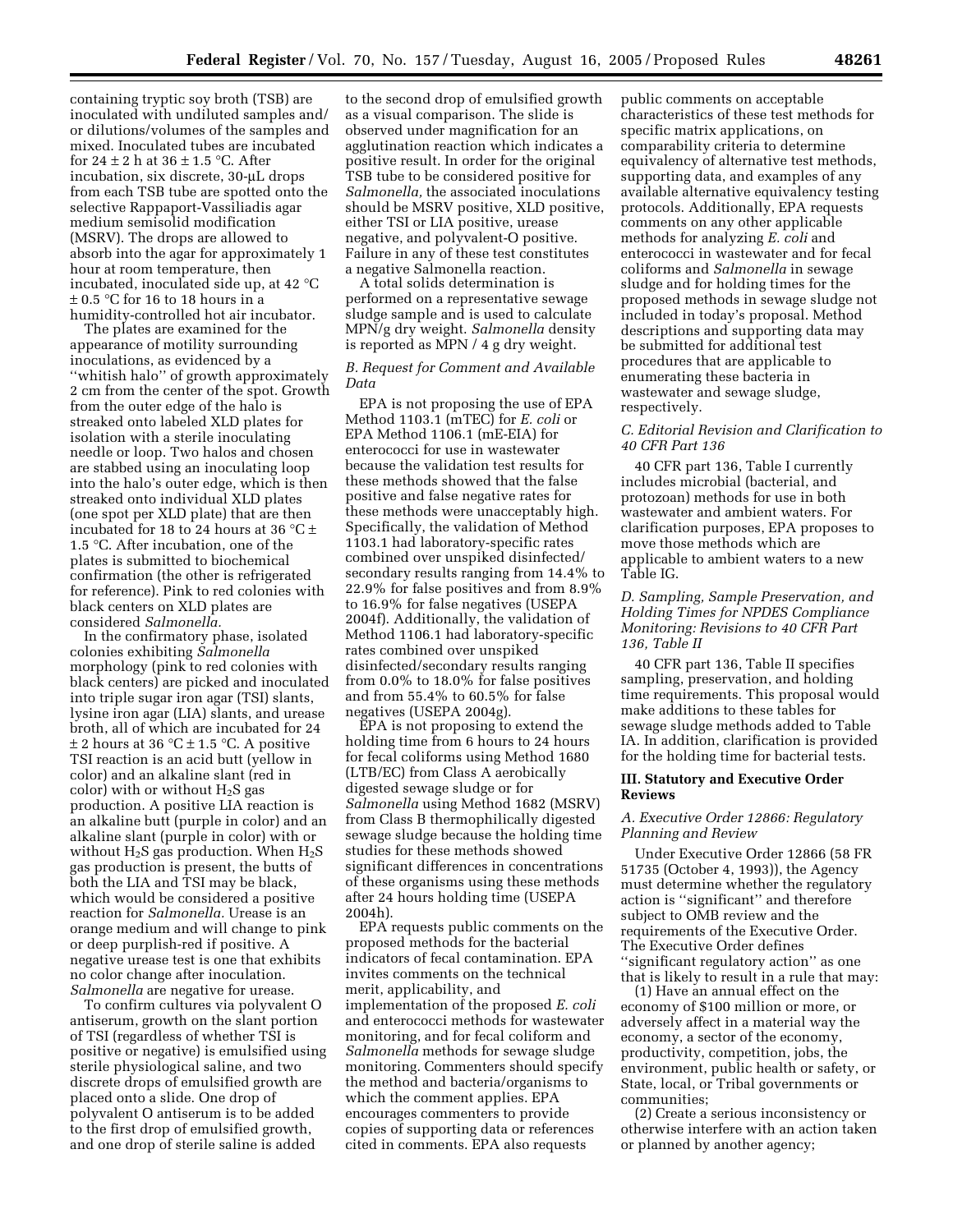containing tryptic soy broth (TSB) are inoculated with undiluted samples and/or dilutions/volumes of the samples and mixed. Inoculated tubes are incubated for 24 ± 2 h at 36 ± 1.5 °C. After incubation, six discrete, 30-µL drops from each TSB tube are spotted onto the selective Rappaport-Vassiliadis agar medium semisolid modification (MSRV). The drops are allowed to absorb into the agar for approximately 1 hour at room temperature, then incubated, inoculated side up, at 42 °C ± 0.5 °C for 16 to 18 hours in a humidity-controlled hot air incubator.

The plates are examined for the appearance of motility surrounding inoculations, as evidenced by a "whitish halo" of growth approximately 2 cm from the center of the spot. Growth from the outer edge of the halo is streaked onto labeled XLD plates for isolation with a sterile inoculating needle or loop. Two halos and chosen are stabbed using an inoculating loop into the halo's outer edge, which is then streaked onto individual XLD plates (one spot per XLD plate) that are then incubated for 18 to 24 hours at 36 °C ± 1.5 °C. After incubation, one of the plates is submitted to biochemical confirmation (the other is refrigerated for reference). Pink to red colonies with black centers on XLD plates are considered *Salmonella.*

In the confirmatory phase, isolated colonies exhibiting *Salmonella* morphology (pink to red colonies with black centers) are picked and inoculated into triple sugar iron agar (TSI) slants, lysine iron agar (LIA) slants, and urease broth, all of which are incubated for 24 ± 2 hours at 36 °C ± 1.5 °C. A positive TSI reaction is an acid butt (yellow in color) and an alkaline slant (red in color) with or without $H_2S$ gas production. A positive LIA reaction is an alkaline butt (purple in color) and an alkaline slant (purple in color) with or without $H_2S$ gas production. When $H_2S$ gas production is present, the butts of both the LIA and TSI may be black, which would be considered a positive reaction for *Salmonella.* Urease is an orange medium and will change to pink or deep purplish-red if positive. A negative urease test is one that exhibits no color change after inoculation. *Salmonella* are negative for urease.

To confirm cultures via polyvalent O antiserum, growth on the slant portion of TSI (regardless of whether TSI is positive or negative) is emulsified using sterile physiological saline, and two discrete drops of emulsified growth are placed onto a slide. One drop of polyvalent O antiserum is to be added to the first drop of emulsified growth, and one drop of sterile saline is added to the second drop of emulsified growth as a visual comparison. The slide is observed under magnification for an agglutination reaction which indicates a positive result. In order for the original TSB tube to be considered positive for *Salmonella,* the associated inoculations should be MSRV positive, XLD positive, either TSI or LIA positive, urease negative, and polyvalent-O positive. Failure in any of these test constitutes a negative Salmonella reaction.

A total solids determination is performed on a representative sewage sludge sample and is used to calculate MPN/g dry weight. *Salmonella* density is reported as MPN / 4 g dry weight.

### *B. Request for Comment and Available Data*

EPA is not proposing the use of EPA Method 1103.1 (mTEC) for *E. coli* or EPA Method 1106.1 (mE-EIA) for enterococci for use in wastewater because the validation test results for these methods showed that the false positive and false negative rates for these methods were unacceptably high. Specifically, the validation of Method 1103.1 had laboratory-specific rates combined over unspiked disinfected/secondary results ranging from 14.4% to 22.9% for false positives and from 8.9% to 16.9% for false negatives (USEPA 2004f). Additionally, the validation of Method 1106.1 had laboratory-specific rates combined over unspiked disinfected/secondary results ranging from 0.0% to 18.0% for false positives and from 55.4% to 60.5% for false negatives (USEPA 2004g).

EPA is not proposing to extend the holding time from 6 hours to 24 hours for fecal coliforms using Method 1680 (LTB/EC) from Class A aerobically digested sewage sludge or for *Salmonella* using Method 1682 (MSRV) from Class B thermophilically digested sewage sludge because the holding time studies for these methods showed significant differences in concentrations of these organisms using these methods after 24 hours holding time (USEPA 2004h).

EPA requests public comments on the proposed methods for the bacterial indicators of fecal contamination. EPA invites comments on the technical merit, applicability, and implementation of the proposed *E. coli* and enterococci methods for wastewater monitoring, and for fecal coliform and *Salmonella* methods for sewage sludge monitoring. Commenters should specify the method and bacteria/organisms to which the comment applies. EPA encourages commenters to provide copies of supporting data or references cited in comments. EPA also requests public comments on acceptable characteristics of these test methods for specific matrix applications, on comparability criteria to determine equivalency of alternative test methods, supporting data, and examples of any available alternative equivalency testing protocols. Additionally, EPA requests comments on any other applicable methods for analyzing *E. coli* and enterococci in wastewater and for fecal coliforms and *Salmonella* in sewage sludge and for holding times for the proposed methods in sewage sludge not included in today's proposal. Method descriptions and supporting data may be submitted for additional test procedures that are applicable to enumerating these bacteria in wastewater and sewage sludge, respectively.

### *C. Editorial Revision and Clarification to 40 CFR Part 136*

40 CFR part 136, Table I currently includes microbial (bacterial, and protozoan) methods for use in both wastewater and ambient waters. For clarification purposes, EPA proposes to move those methods which are applicable to ambient waters to a new Table IG.

### *D. Sampling, Sample Preservation, and Holding Times for NPDES Compliance Monitoring: Revisions to 40 CFR Part 136, Table II*

40 CFR part 136, Table II specifies sampling, preservation, and holding time requirements. This proposal would make additions to these tables for sewage sludge methods added to Table IA. In addition, clarification is provided for the holding time for bacterial tests.

## III. Statutory and Executive Order Reviews

### *A. Executive Order 12866: Regulatory Planning and Review*

Under Executive Order 12866 (58 FR 51735 (October 4, 1993)), the Agency must determine whether the regulatory action is "significant" and therefore subject to OMB review and the requirements of the Executive Order. The Executive Order defines "significant regulatory action" as one that is likely to result in a rule that may:

(1) Have an annual effect on the economy of $100 million or more, or adversely affect in a material way the economy, a sector of the economy, productivity, competition, jobs, the environment, public health or safety, or State, local, or Tribal governments or communities;

(2) Create a serious inconsistency or otherwise interfere with an action taken or planned by another agency;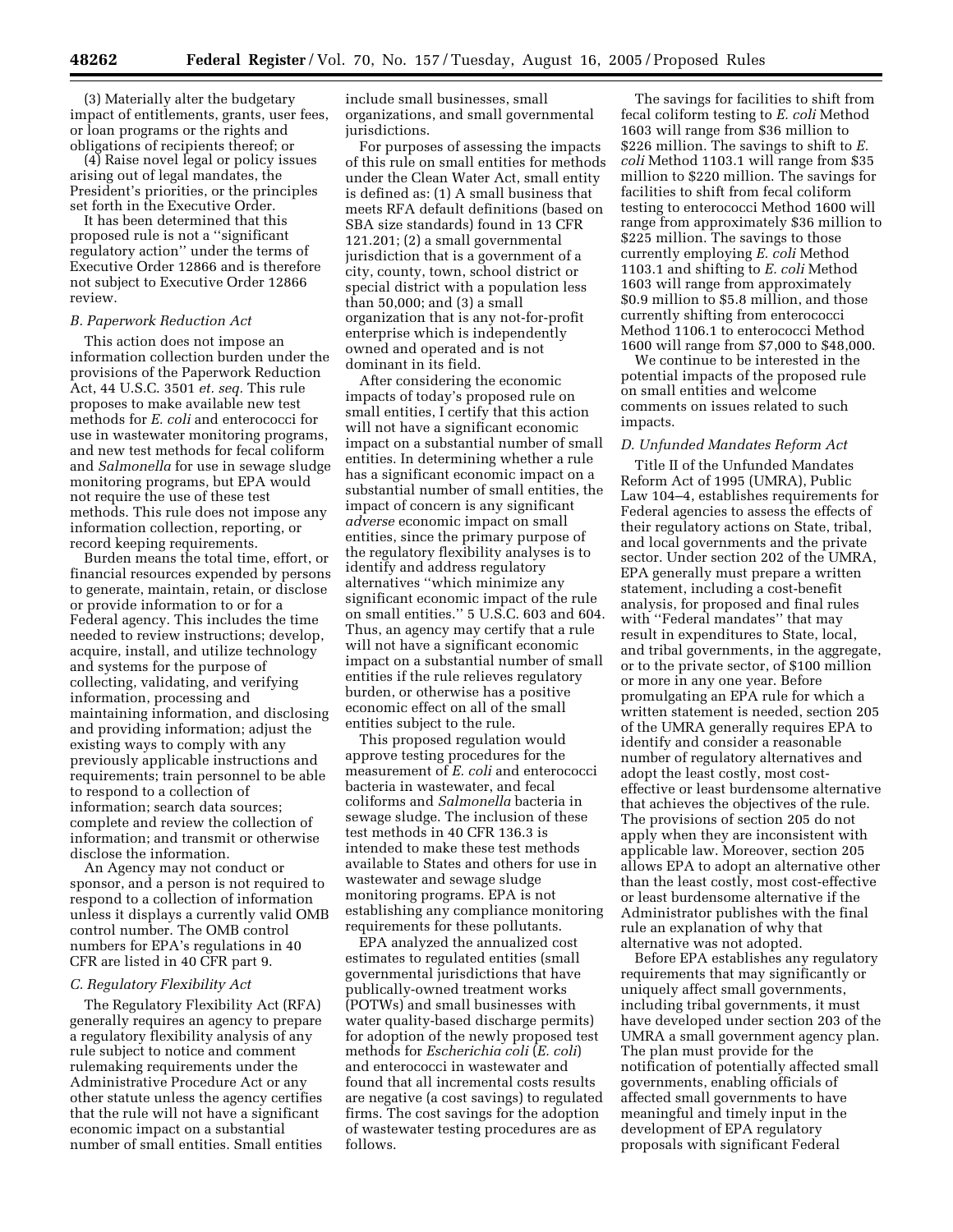(3) Materially alter the budgetary impact of entitlements, grants, user fees, or loan programs or the rights and obligations of recipients thereof; or

(4) Raise novel legal or policy issues arising out of legal mandates, the President's priorities, or the principles set forth in the Executive Order.

It has been determined that this proposed rule is not a ''significant regulatory action'' under the terms of Executive Order 12866 and is therefore not subject to Executive Order 12866 review.

### *B. Paperwork Reduction Act*

This action does not impose an information collection burden under the provisions of the Paperwork Reduction Act, 44 U.S.C. 3501 *et. seq.* This rule proposes to make available new test methods for *E. coli* and enterococci for use in wastewater monitoring programs, and new test methods for fecal coliform and *Salmonella* for use in sewage sludge monitoring programs, but EPA would not require the use of these test methods. This rule does not impose any information collection, reporting, or record keeping requirements.

Burden means the total time, effort, or financial resources expended by persons to generate, maintain, retain, or disclose or provide information to or for a Federal agency. This includes the time needed to review instructions; develop, acquire, install, and utilize technology and systems for the purpose of collecting, validating, and verifying information, processing and maintaining information, and disclosing and providing information; adjust the existing ways to comply with any previously applicable instructions and requirements; train personnel to be able to respond to a collection of information; search data sources; complete and review the collection of information; and transmit or otherwise disclose the information.

An Agency may not conduct or sponsor, and a person is not required to respond to a collection of information unless it displays a currently valid OMB control number. The OMB control numbers for EPA's regulations in 40 CFR are listed in 40 CFR part 9.

### *C. Regulatory Flexibility Act*

The Regulatory Flexibility Act (RFA) generally requires an agency to prepare a regulatory flexibility analysis of any rule subject to notice and comment rulemaking requirements under the Administrative Procedure Act or any other statute unless the agency certifies that the rule will not have a substantial economic impact on a substantial number of small entities. Small entities include small businesses, small organizations, and small governmental jurisdictions.

For purposes of assessing the impacts of this rule on small entities for methods under the Clean Water Act, small entity is defined as: (1) A small business that meets RFA default definitions (based on SBA size standards) found in 13 CFR 121.201; (2) a small governmental jurisdiction that is a government of a city, county, town, school district or special district with a population less than 50,000; and (3) a small organization that is any not-for-profit enterprise which is independently owned and operated and is not dominant in its field.

After considering the economic impacts of today's proposed rule on small entities, I certify that this action will not have a significant economic impact on a substantial number of small entities. In determining whether a rule has a significant economic impact on a substantial number of small entities, the impact of concern is any significant *adverse* economic impact on small entities, since the primary purpose of the regulatory flexibility analyses is to identify and address regulatory alternatives ''which minimize any significant economic impact of the rule on small entities.'' 5 U.S.C. 603 and 604. Thus, an agency may certify that a rule will not have a significant economic impact on a substantial number of small entities if the rule relieves regulatory burden, or otherwise has a positive economic effect on all of the small entities subject to the rule.

This proposed regulation would approve testing procedures for the measurement of *E. coli* and enterococci bacteria in wastewater, and fecal coliforms and *Salmonella* bacteria in sewage sludge. The inclusion of these test methods in 40 CFR 136.3 is intended to make these test methods available to States and others for use in wastewater and sewage sludge monitoring programs. EPA is not establishing any compliance monitoring requirements for these pollutants.

EPA analyzed the annualized cost estimates to regulated entities (small governmental jurisdictions that have publically-owned treatment works (POTWs) and small businesses with water quality-based discharge permits) for adoption of the newly proposed test methods for *Escherichia coli* (*E. coli*) and enterococci in wastewater and found that all incremental costs results are negative (a cost savings) to regulated firms. The cost savings for the adoption of wastewater testing procedures are as follows.

The savings for facilities to shift from fecal coliform testing to *E. coli* Method 1603 will range from $36 million to $226 million. The savings to shift to *E. coli* Method 1103.1 will range from $35 million to $220 million. The savings for facilities to shift from fecal coliform testing to enterococci Method 1600 will range from approximately $36 million to $225 million. The savings to those currently employing *E. coli* Method 1103.1 and shifting to *E. coli* Method 1603 will range from approximately $0.9 million to $5.8 million, and those currently shifting from enterococci Method 1106.1 to enterococci Method 1600 will range from $7,000 to $48,000.

We continue to be interested in the potential impacts of the proposed rule on small entities and welcome comments on issues related to such impacts.

### *D. Unfunded Mandates Reform Act*

Title II of the Unfunded Mandates Reform Act of 1995 (UMRA), Public Law 104–4, establishes requirements for Federal agencies to assess the effects of their regulatory actions on State, tribal, and local governments and the private sector. Under section 202 of the UMRA, EPA generally must prepare a written statement, including a cost-benefit analysis, for proposed and final rules with ''Federal mandates'' that may result in expenditures to State, local, and tribal governments, in the aggregate, or to the private sector, of $100 million or more in any one year. Before promulgating an EPA rule for which a written statement is needed, section 205 of the UMRA generally requires EPA to identify and consider a reasonable number of regulatory alternatives and adopt the least costly, most cost-effective or least burdensome alternative that achieves the objectives of the rule. The provisions of section 205 do not apply when they are inconsistent with applicable law. Moreover, section 205 allows EPA to adopt an alternative other than the least costly, most cost-effective or least burdensome alternative if the Administrator publishes with the final rule an explanation of why that alternative was not adopted.

Before EPA establishes any regulatory requirements that may significantly or uniquely affect small governments, including tribal governments, it must have developed under section 203 of the UMRA a small government agency plan. The plan must provide for the notification of potentially affected small governments, enabling officials of affected small governments to have meaningful and timely input in the development of EPA regulatory proposals with significant Federal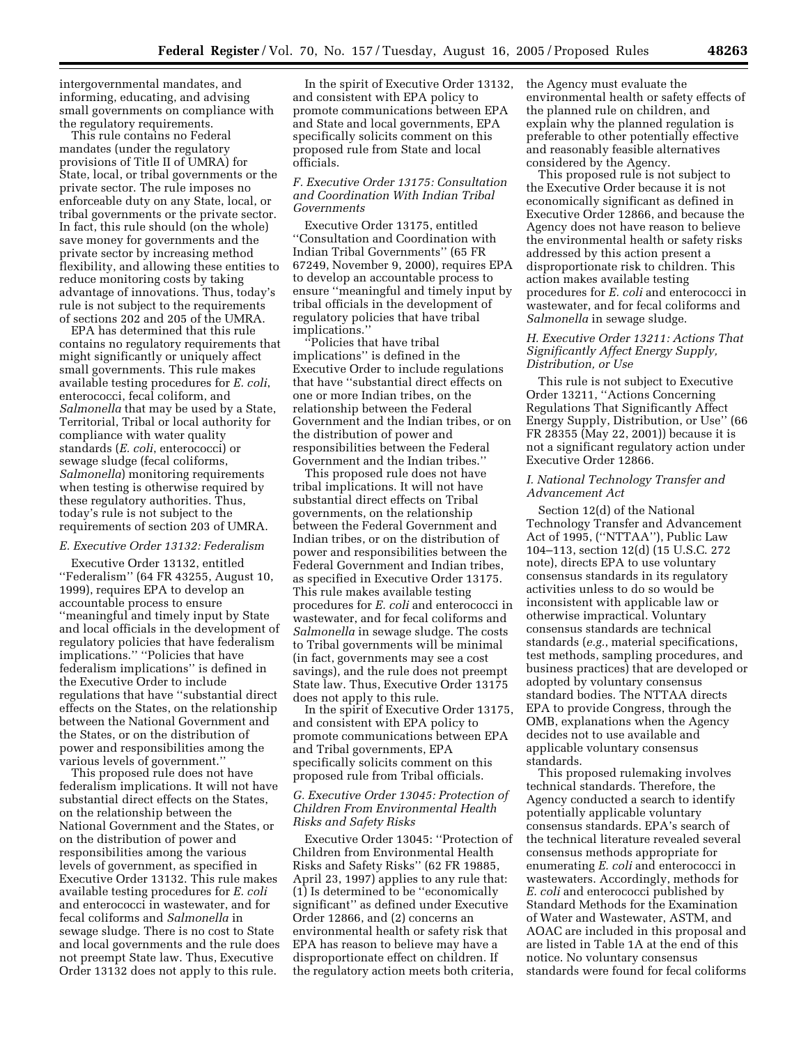intergovernmental mandates, and informing, educating, and advising small governments on compliance with the regulatory requirements.

This rule contains no Federal mandates (under the regulatory provisions of Title II of UMRA) for State, local, or tribal governments or the private sector. The rule imposes no enforceable duty on any State, local, or tribal governments or the private sector. In fact, this rule should (on the whole) save money for governments and the private sector by increasing method flexibility, and allowing these entities to reduce monitoring costs by taking advantage of innovations. Thus, today's rule is not subject to the requirements of sections 202 and 205 of the UMRA.

EPA has determined that this rule contains no regulatory requirements that might significantly or uniquely affect small governments. This rule makes available testing procedures for *E. coli*, enterococci, fecal coliform, and *Salmonella* that may be used by a State, Territorial, Tribal or local authority for compliance with water quality standards (*E. coli*, enterococci) or sewage sludge (fecal coliforms, *Salmonella*) monitoring requirements when testing is otherwise required by these regulatory authorities. Thus, today's rule is not subject to the requirements of section 203 of UMRA.

### *E. Executive Order 13132: Federalism*

Executive Order 13132, entitled "Federalism" (64 FR 43255, August 10, 1999), requires EPA to develop an accountable process to ensure "meaningful and timely input by State and local officials in the development of regulatory policies that have federalism implications." "Policies that have federalism implications" is defined in the Executive Order to include regulations that have "substantial direct effects on the States, on the relationship between the National Government and the States, or on the distribution of power and responsibilities among the various levels of government."

This proposed rule does not have federalism implications. It will not have substantial direct effects on the States, on the relationship between the National Government and the States, or on the distribution of power and responsibilities among the various levels of government, as specified in Executive Order 13132. This rule makes available testing procedures for *E. coli* and enterococci in wastewater, and for fecal coliforms and *Salmonella* in sewage sludge. There is no cost to State and local governments and the rule does not preempt State law. Thus, Executive Order 13132 does not apply to this rule.

In the spirit of Executive Order 13132, and consistent with EPA policy to promote communications between EPA and State and local governments, EPA specifically solicits comment on this proposed rule from State and local officials.

### *F. Executive Order 13175: Consultation and Coordination With Indian Tribal Governments*

Executive Order 13175, entitled "Consultation and Coordination with Indian Tribal Governments" (65 FR 67249, November 9, 2000), requires EPA to develop an accountable process to ensure "meaningful and timely input by tribal officials in the development of regulatory policies that have tribal implications."

"Policies that have tribal implications" is defined in the Executive Order to include regulations that have "substantial direct effects on one or more Indian tribes, on the relationship between the Federal Government and the Indian tribes, or on the distribution of power and responsibilities between the Federal Government and the Indian tribes."

This proposed rule does not have tribal implications. It will not have substantial direct effects on Tribal governments, on the relationship between the Federal Government and Indian tribes, or on the distribution of power and responsibilities between the Federal Government and Indian tribes, as specified in Executive Order 13175. This rule makes available testing procedures for *E. coli* and enterococci in wastewater, and for fecal coliforms and *Salmonella* in sewage sludge. The costs to Tribal governments will be minimal (in fact, governments may see a cost savings), and the rule does not preempt State law. Thus, Executive Order 13175 does not apply to this rule.

In the spirit of Executive Order 13175, and consistent with EPA policy to promote communications between EPA and Tribal governments, EPA specifically solicits comment on this proposed rule from Tribal officials.

### *G. Executive Order 13045: Protection of Children From Environmental Health Risks and Safety Risks*

Executive Order 13045: "Protection of Children from Environmental Health Risks and Safety Risks" (62 FR 19885, April 23, 1997) applies to any rule that: (1) Is determined to be "economically significant" as defined under Executive Order 12866, and (2) concerns an environmental health or safety risk that EPA has reason to believe may have a disproportionate effect on children. If the regulatory action meets both criteria, the Agency must evaluate the environmental health or safety effects of the planned rule on children, and explain why the planned regulation is preferable to other potentially effective and reasonably feasible alternatives considered by the Agency.

This proposed rule is not subject to the Executive Order because it is not economically significant as defined in Executive Order 12866, and because the Agency does not have reason to believe the environmental health or safety risks addressed by this action present a disproportionate risk to children. This action makes available testing procedures for *E. coli* and enterococci in wastewater, and for fecal coliforms and *Salmonella* in sewage sludge.

### *H. Executive Order 13211: Actions That Significantly Affect Energy Supply, Distribution, or Use*

This rule is not subject to Executive Order 13211, "Actions Concerning Regulations That Significantly Affect Energy Supply, Distribution, or Use" (66 FR 28355 (May 22, 2001)) because it is not a significant regulatory action under Executive Order 12866.

### *I. National Technology Transfer and Advancement Act*

Section 12(d) of the National Technology Transfer and Advancement Act of 1995, ("NTTAA"), Public Law 104–113, section 12(d) (15 U.S.C. 272 note), directs EPA to use voluntary consensus standards in its regulatory activities unless to do so would be inconsistent with applicable law or otherwise impractical. Voluntary consensus standards are technical standards (*e.g.*, material specifications, test methods, sampling procedures, and business practices) that are developed or adopted by voluntary consensus standard bodies. The NTTAA directs EPA to provide Congress, through the OMB, explanations when the Agency decides not to use available and applicable voluntary consensus standards.

This proposed rulemaking involves technical standards. Therefore, the Agency conducted a search to identify potentially applicable voluntary consensus standards. EPA's search of the technical literature revealed several consensus methods appropriate for enumerating *E. coli* and enterococci in wastewaters. Accordingly, methods for *E. coli* and enterococci published by Standard Methods for the Examination of Water and Wastewater, ASTM, and AOAC are included in this proposal and are listed in Table 1A at the end of this notice. No voluntary consensus standards were found for fecal coliforms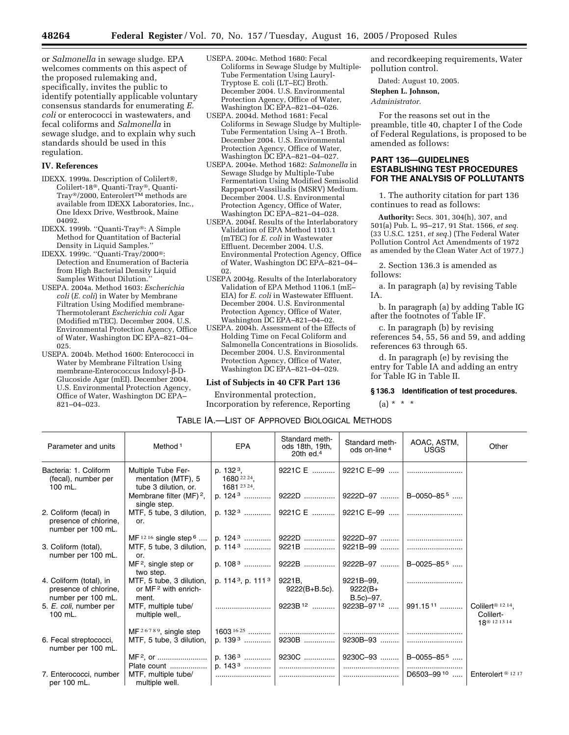or *Salmonella* in sewage sludge. EPA welcomes comments on this aspect of the proposed rulemaking and, specifically, invites the public to identify potentially applicable voluntary consensus standards for enumerating *E. coli* or enterococci in wastewaters, and fecal coliforms and *Salmonella* in sewage sludge, and to explain why such standards should be used in this regulation.

## IV. References

IDEXX. 1999a. Description of Colilert®, Colilert-18®, Quanti-Tray®, Quanti-Tray®/2000, Enterolert™ methods are available from IDEXX Laboratories, Inc., One Idexx Drive, Westbrook, Maine 04092.

IDEXX. 1999b. ''Quanti-Tray®: A Simple Method for Quantitation of Bacterial Density in Liquid Samples.''

IDEXX. 1999c. ''Quanti-Tray/2000®: Detection and Enumeration of Bacteria from High Bacterial Density Liquid Samples Without Dilution.''

USEPA. 2004a. Method 1603: *Escherichia coli* (*E. coli*) in Water by Membrane Filtration Using Modified membrane-Thermotolerant *Escherichia coli* Agar (Modified mTEC). December 2004. U.S. Environmental Protection Agency, Office of Water, Washington DC EPA–821–04–025.

USEPA. 2004b. Method 1600: Enterococci in Water by Membrane Filtration Using membrane-Enterococcus Indoxyl-β-D-Glucoside Agar (mEI). December 2004. U.S. Environmental Protection Agency, Office of Water, Washington DC EPA–821–04–023.

USEPA. 2004c. Method 1680: Fecal Coliforms in Sewage Sludge by Multiple-Tube Fermentation Using Lauryl-Tryptose E. coli (LT–EC) Broth. December 2004. U.S. Environmental Protection Agency, Office of Water, Washington DC EPA–821–04–026.

USEPA. 2004d. Method 1681: Fecal Coliforms in Sewage Sludge by Multiple-Tube Fermentation Using A–1 Broth. December 2004. U.S. Environmental Protection Agency, Office of Water, Washington DC EPA–821–04–027.

USEPA. 2004e. Method 1682: *Salmonella* in Sewage Sludge by Multiple-Tube Fermentation Using Modified Semisolid Rappaport-Vassiliadis (MSRV) Medium. December 2004. U.S. Environmental Protection Agency, Office of Water, Washington DC EPA–821–04–028.

USEPA. 2004f. Results of the Interlaboratory Validation of EPA Method 1103.1 (mTEC) for *E. coli* in Wastewater Effluent. December 2004. U.S. Environmental Protection Agency, Office of Water, Washington DC EPA–821–04–02.

USEPA 2004g. Results of the Interlaboratory Validation of EPA Method 1106.1 (mE–EIA) for *E. coli* in Wastewater Effluent. December 2004. U.S. Environmental Protection Agency, Office of Water, Washington DC EPA–821–04–02.

USEPA. 2004h. Assessment of the Effects of Holding Time on Fecal Coliform and Salmonella Concentrations in Biosolids. December 2004. U.S. Environmental Protection Agency, Office of Water, Washington DC EPA–821–04–029.

### List of Subjects in 40 CFR Part 136

Environmental protection, Incorporation by reference, Reporting and recordkeeping requirements, Water pollution control.

Dated: August 10, 2005.

**Stephen L. Johnson,**

*Administrator.*

For the reasons set out in the preamble, title 40, chapter I of the Code of Federal Regulations, is proposed to be amended as follows:

## PART 136—GUIDELINES ESTABLISHING TEST PROCEDURES FOR THE ANALYSIS OF POLLUTANTS

1. The authority citation for part 136 continues to read as follows:

**Authority:** Secs. 301, 304(h), 307, and 501(a) Pub. L. 95–217, 91 Stat. 1566, *et seq.* (33 U.S.C. 1251, *et seq.*) (The Federal Water Pollution Control Act Amendments of 1972 as amended by the Clean Water Act of 1977.)

2. Section 136.3 is amended as follows:

a. In paragraph (a) by revising Table IA.

b. In paragraph (a) by adding Table IG after the footnotes of Table IF.

c. In paragraph (b) by revising references 54, 55, 56 and 59, and adding references 63 through 65.

d. In paragraph (e) by revising the entry for Table IA and adding an entry for Table IG in Table II.

### § 136.3 Identification of test procedures.

(a) * * *

TABLE IA.—LIST OF APPROVED BIOLOGICAL METHODS

| Parameter and units | Method [1] | EPA | Standard methods 18th, 19th, 20th ed.[4] | Standard methods on-line [4] | AOAC, ASTM, USGS | Other |
|---|---|---|---|---|---|---|
| Bacteria: 1. Coliform (fecal), number per 100 mL. | Multiple Tube Fermentation (MTF), 5 tube 3 dilution, or. | p. 132 [3], 1680 [22 24], 1681 [23 24]. | 9221C E .......... | 9221C E–99 ..... | .......................... | |
| | Membrane filter (MF) [2], single step. | p. 124 [3] ............ | 9222D .............. | 9222D–97 ......... | B–0050–85 [5] ..... | |
| 2. Coliform (fecal) in presence of chlorine, number per 100 mL. | MTF, 5 tube, 3 dilution, or. | p. 132 [3] ............ | 9221C E .......... | 9221C E–99 ..... | .......................... | |
| | MF [12 16] single step [6] .... | p. 124 [3] ............ | 9222D .............. | 9222D–97 ......... | .......................... | |
| 3. Coliform (total), number per 100 mL. | MTF, 5 tube, 3 dilution, or. | p. 114 [3] ............ | 9221B .............. | 9221B–99 ......... | .......................... | |
| | MF [2], single step or two step. | p. 108 [3] ............ | 9222B .............. | 9222B–97 ......... | B–0025–85 [5] ..... | |
| 4. Coliform (total), in presence of chlorine, number per 100 mL. | MTF, 5 tube, 3 dilution, or MF [2] with enrichment. | p. 114 [3], p. 111 [3] | 9221B, 9222(B+B.5c). | 9221B–99, 9222(B+B.5c)–97. | .......................... | |
| 5. *E. coli*, number per 100 mL. | MTF, multiple tube/multiple well,. | .......................... | 9223B [12] .......... | 9223B–97 [12] ..... | 991.15 [11] .......... | Colilert® [12 14], Colilert-18® [12 13 14] |
| | MF [2 6 7 8 9], single step | 1603 [16 25] .......... | .......................... | .......................... | .......................... | |
| 6. Fecal streptococci, number per 100 mL. | MTF, 5 tube, 3 dilution, | p. 139 [3] ............ | 9230B .............. | 9230B–93 ......... | .......................... | |
| | MF [2], or ........................ | p. 136 [3] ............ | 9230C .............. | 9230C–93 ......... | B–0055–85 [5] ..... | |
| | Plate count .................. | p. 143 [3] ............ | .......................... | .......................... | .......................... | |
| 7. Enterococci, number per 100 mL. | MTF, multiple tube/multiple well. | .......................... | .......................... | .......................... | D6503–99 [10] ..... | Enterolert ® [12 17] |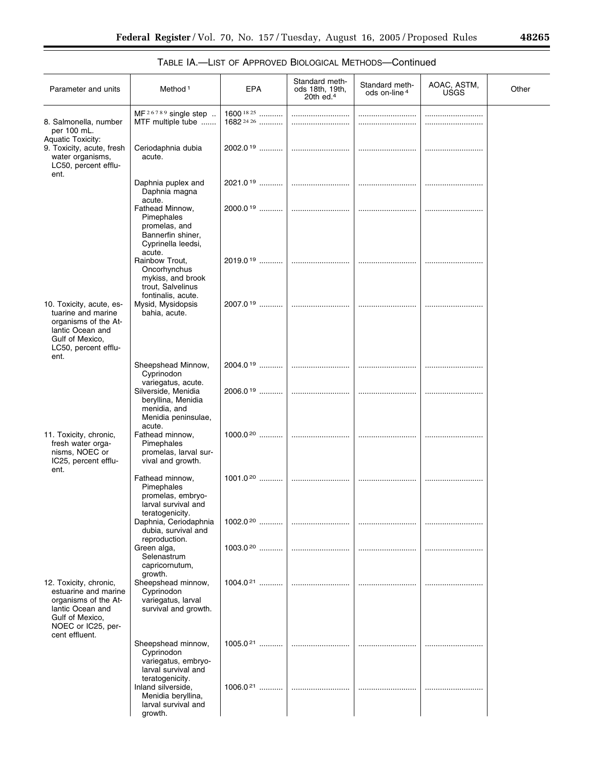TABLE IA.—LIST OF APPROVED BIOLOGICAL METHODS—Continued

| Parameter and units | Method [1] | EPA | Standard methods 18th, 19th, 20th ed.[4] | Standard methods on-line [4] | AOAC, ASTM, USGS | Other |
|---|---|---|---|---|---|---|
| | MF [2,6,7,8,9] single step .. | 1600 [18,25] ........... | ........................... | ........................... | ........................... | |
| 8. Salmonella, number per 100 mL. | MTF multiple tube ....... | 1682 [24,26] ........... | ........................... | ........................... | ........................... | |
| Aquatic Toxicity: | | | | | | |
| 9. Toxicity, acute, fresh water organisms, LC50, percent effluent. | Ceriodaphnia dubia acute. | 2002.0 [19] ........... | ........................... | ........................... | ........................... | |
| | Daphnia puplex and Daphnia magna acute. | 2021.0 [19] ........... | ........................... | ........................... | ........................... | |
| | Fathead Minnow, Pimephales promelas, and Bannerfin shiner, Cyprinella leedsi, acute. | 2000.0 [19] ........... | ........................... | ........................... | ........................... | |
| | Rainbow Trout, Oncorhynchus mykiss, and brook trout, Salvelinus fontinalis, acute. | 2019.0 [19] ........... | ........................... | ........................... | ........................... | |
| 10. Toxicity, acute, estuarine and marine organisms of the Atlantic Ocean and Gulf of Mexico, LC50, percent effluent. | Mysid, Mysidopsis bahia, acute. | 2007.0 [19] ........... | ........................... | ........................... | ........................... | |
| | Sheepshead Minnow, Cyprinodon variegatus, acute. | 2004.0 [19] ........... | ........................... | ........................... | ........................... | |
| | Silverside, Menidia beryllina, Menidia menidia, and Menidia peninsulae, acute. | 2006.0 [19] ........... | ........................... | ........................... | ........................... | |
| 11. Toxicity, chronic, fresh water organisms, NOEC or IC25, percent effluent. | Fathead minnow, Pimephales promelas, larval survival and growth. | 1000.0 [20] ........... | ........................... | ........................... | ........................... | |
| | Fathead minnow, Pimephales promelas, embryo-larval survival and teratogenicity. | 1001.0 [20] ........... | ........................... | ........................... | ........................... | |
| | Daphnia, Ceriodaphnia dubia, survival and reproduction. | 1002.0 [20] ........... | ........................... | ........................... | ........................... | |
| | Green alga, Selenastrum capricornutum, growth. | 1003.0 [20] ........... | ........................... | ........................... | ........................... | |
| 12. Toxicity, chronic, estuarine and marine organisms of the Atlantic Ocean and Gulf of Mexico, NOEC or IC25, percent effluent. | Sheepshead minnow, Cyprinodon variegatus, larval survival and growth. | 1004.0 [21] ........... | ........................... | ........................... | ........................... | |
| | Sheepshead minnow, Cyprinodon variegatus, embryo-larval survival and teratogenicity. | 1005.0 [21] ........... | ........................... | ........................... | ........................... | |
| | Inland silverside, Menidia beryllina, larval survival and growth. | 1006.0 [21] ........... | ........................... | ........................... | ........................... | |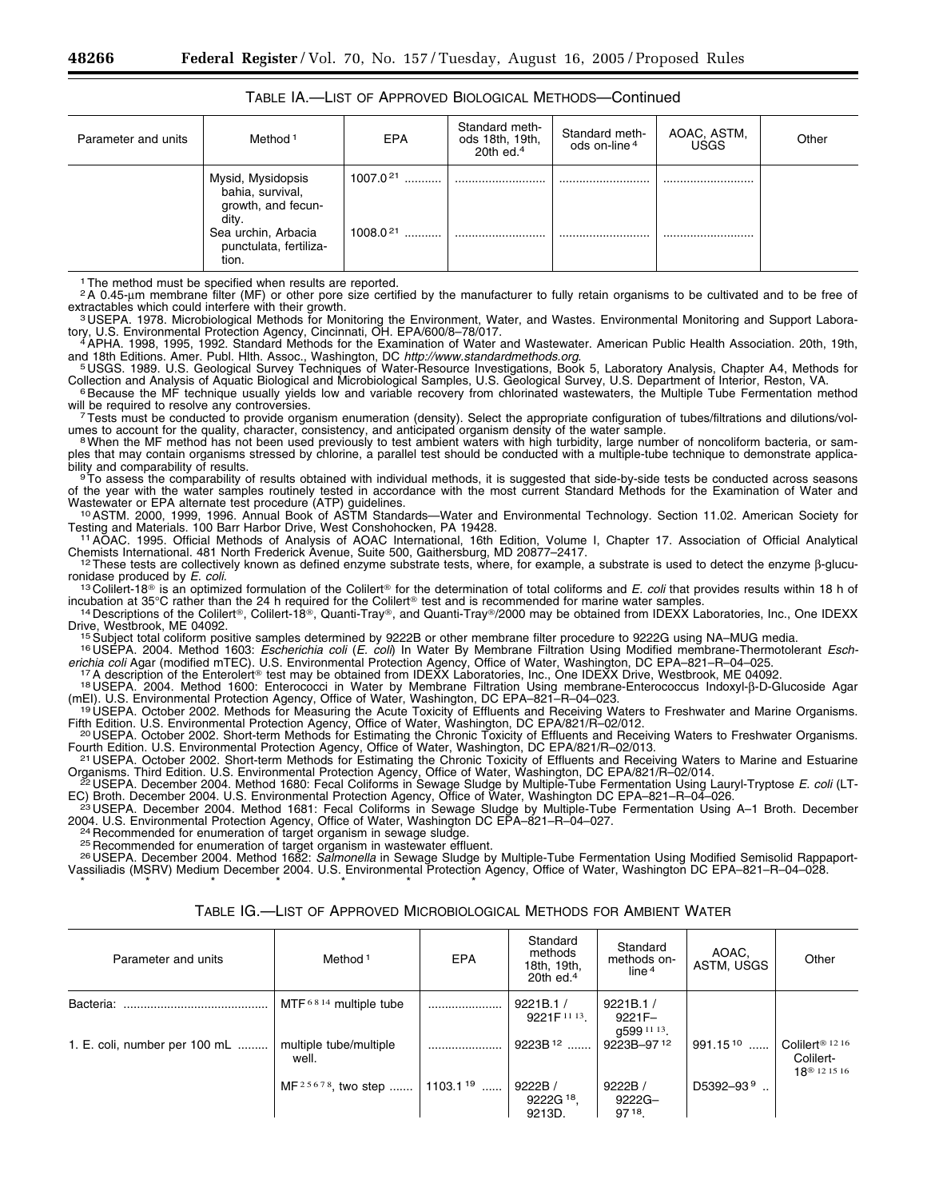TABLE IA.—LIST OF APPROVED BIOLOGICAL METHODS—Continued

| Parameter and units | Method [1] | EPA | Standard methods 18th, 19th, 20th ed.[4] | Standard methods on-line [4] | AOAC, ASTM, USGS | Other |
|---|---|---|---|---|---|---|
| | Mysid, Mysidopsis bahia, survival, growth, and fecundity. | 1007.0 [21] .......... | .......................... | .......................... | .......................... | |
| | Sea urchin, Arbacia punctulata, fertilization. | 1008.0 [21] .......... | .......................... | .......................... | .......................... | |

[1] The method must be specified when results are reported.

[2] A 0.45-µm membrane filter (MF) or other pore size certified by the manufacturer to fully retain organisms to be cultivated and to be free of extractables which could interfere with their growth.

[3] USEPA. 1978. Microbiological Methods for Monitoring the Environment, Water, and Wastes. Environmental Monitoring and Support Laboratory, U.S. Environmental Protection Agency, Cincinnati, OH. EPA/600/8–78/017.

[4] APHA. 1998, 1995, 1992. Standard Methods for the Examination of Water and Wastewater. American Public Health Association. 20th, 19th, and 18th Editions. Amer. Publ. Hlth. Assoc., Washington, DC *http://www.standardmethods.org*.

[5] USGS. 1989. U.S. Geological Survey Techniques of Water-Resource Investigations, Book 5, Laboratory Analysis, Chapter A4, Methods for Collection and Analysis of Aquatic Biological and Microbiological Samples, U.S. Geological Survey, U.S. Department of Interior, Reston, VA.

[6] Because the MF technique usually yields low and variable recovery from chlorinated wastewaters, the Multiple Tube Fermentation method will be required to resolve any controversies.

[7] Tests must be conducted to provide organism enumeration (density). Select the appropriate configuration of tubes/filtrations and dilutions/volumes to account for the quality, character, consistency, and anticipated organism density of the water sample.

[8] When the MF method has not been used previously to test ambient waters with high turbidity, large number of noncoliform bacteria, or samples that may contain organisms stressed by chlorine, a parallel test should be conducted with a multiple-tube technique to demonstrate applicability and comparability of results.

[9] To assess the comparability of results obtained with individual methods, it is suggested that side-by-side tests be conducted across seasons of the year with the water samples routinely tested in accordance with the most current Standard Methods for the Examination of Water and Wastewater or EPA alternate test procedure (ATP) guidelines.

[10] ASTM. 2000, 1999, 1996. Annual Book of ASTM Standards—Water and Environmental Technology. Section 11.02. American Society for Testing and Materials. 100 Barr Harbor Drive, West Conshohocken, PA 19428.

[11] AOAC. 1995. Official Methods of Analysis of AOAC International, 16th Edition, Volume I, Chapter 17. Association of Official Analytical Chemists International. 481 North Frederick Avenue, Suite 500, Gaithersburg, MD 20877–2417.

[12] These tests are collectively known as defined enzyme substrate tests, where, for example, a substrate is used to detect the enzyme β-glucuronidase produced by *E. coli*.

[13] Colilert-18® is an optimized formulation of the Colilert® for the determination of total coliforms and *E. coli* that provides results within 18 h of incubation at 35°C rather than the 24 h required for the Colilert® test and is recommended for marine water samples.

[14] Descriptions of the Colilert®, Colilert-18®, Quanti-Tray®, and Quanti-Tray®/2000 may be obtained from IDEXX Laboratories, Inc., One IDEXX Drive, Westbrook, ME 04092.

[15] Subject total coliform positive samples determined by 9222B or other membrane filter procedure to 9222G using NA–MUG media.

[16] USEPA. 2004. Method 1603: *Escherichia coli* (*E. coli*) In Water By Membrane Filtration Using Modified membrane-Thermotolerant *Escherichia coli* Agar (modified mTEC). U.S. Environmental Protection Agency, Office of Water, Washington, DC EPA–821–R–04–025.

[17] A description of the Enterolert® test may be obtained from IDEXX Laboratories, Inc., One IDEXX Drive, Westbrook, ME 04092.

[18] USEPA. 2004. Method 1600: Enterococci in Water by Membrane Filtration Using membrane-Enterococcus Indoxyl-β-D-Glucoside Agar (mEI). U.S. Environmental Protection Agency, Office of Water, Washington, DC EPA–821–R–04–023.

[19] USEPA. October 2002. Methods for Measuring the Acute Toxicity of Effluents and Receiving Waters to Freshwater and Marine Organisms. Fifth Edition. U.S. Environmental Protection Agency, Office of Water, Washington, DC EPA/821/R–02/012.

[20] USEPA. October 2002. Short-term Methods for Estimating the Chronic Toxicity of Effluents and Receiving Waters to Freshwater Organisms. Fourth Edition. U.S. Environmental Protection Agency, Office of Water, Washington, DC EPA/821/R–02/013.

[21] USEPA. October 2002. Short-term Methods for Estimating the Chronic Toxicity of Effluents and Receiving Waters to Marine and Estuarine Organisms. Third Edition. U.S. Environmental Protection Agency, Office of Water, Washington, DC EPA/821/R–02/014.

[22] USEPA. December 2004. Method 1680: Fecal Coliforms in Sewage Sludge by Multiple-Tube Fermentation Using Lauryl-Tryptose *E. coli* (LT-EC) Broth. December 2004. U.S. Environmental Protection Agency, Office of Water, Washington DC EPA–821–R–04–026.

[23] USEPA. December 2004. Method 1681: Fecal Coliforms in Sewage Sludge by Multiple-Tube Fermentation Using A–1 Broth. December 2004. U.S. Environmental Protection Agency, Office of Water, Washington DC EPA–821–R–04–027.

[24] Recommended for enumeration of target organism in sewage sludge.

[25] Recommended for enumeration of target organism in wastewater effluent.

[26] USEPA. December 2004. Method 1682: *Salmonella* in Sewage Sludge by Multiple-Tube Fermentation Using Modified Semisolid Rappaport-Vassiliadis (MSRV) Medium December 2004. U.S. Environmental Protection Agency, Office of Water, Washington DC EPA–821–R–04–028.

\* \* \* \* \* \* \*

TABLE IG.—LIST OF APPROVED MICROBIOLOGICAL METHODS FOR AMBIENT WATER

| Parameter and units | Method [1] | EPA | Standard methods 18th, 19th, 20th ed.[4] | Standard methods on-line [4] | AOAC, ASTM, USGS | Other |
|---|---|---|---|---|---|---|
| Bacteria: .......................................... | MTF [6 8 14] multiple tube | ..................... | 9221B.1 / 9221F [11 13]. | 9221B.1 / 9221F–g599 [11 13]. | | |
| 1. E. coli, number per 100 mL ......... | multiple tube/multiple well. | ..................... | 9223B [12] ....... | 9223B–97 [12] | 991.15 [10] ...... | Colilert® [12 16] Colilert-18® [12 15 16] |
| | MF [2 5 6 7 8], two step ....... | 1103.1 [19] ...... | 9222B / 9222G [18], 9213D. | 9222B / 9222G–97 [18]. | D5392–93 [9] .. | |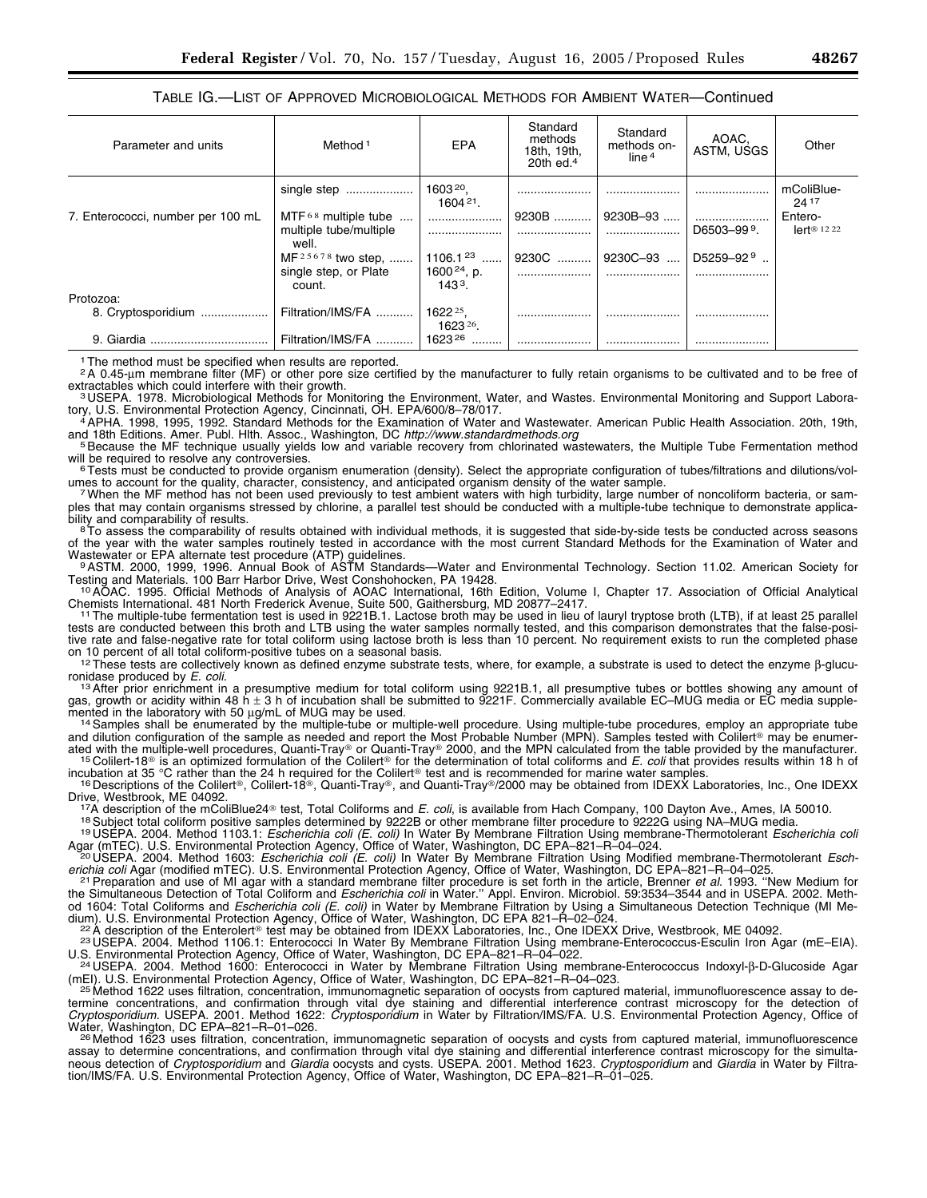TABLE IG.—LIST OF APPROVED MICROBIOLOGICAL METHODS FOR AMBIENT WATER—Continued

| Parameter and units | Method [1] | EPA | Standard methods 18th, 19th, 20th ed.[4] | Standard methods on-line [4] | AOAC, ASTM, USGS | Other |
|---|---|---|---|---|---|---|
| | single step | 1603 [20], 1604 [21]. | | | | mColiBlue-24 [17] |
| 7. Enterococci, number per 100 mL | MTF [6 8] multiple tube | | 9230B | 9230B–93 | | Enterolert® [12 22] |
| | multiple tube/multiple well. | | | | D6503–99 [9]. | |
| | MF [2 5 6 7 8] two step, | 1106.1 [23] | 9230C | 9230C–93 | D5259–92 [9] | |
| | single step, or Plate count. | 1600 [24], p. 143 [3]. | | | | |
| Protozoa: | | | | | | |
| 8. Cryptosporidium | Filtration/IMS/FA | 1622 [25], 1623 [26]. | | | | |
| 9. Giardia | Filtration/IMS/FA | 1623 [26] | | | | |

[1] The method must be specified when results are reported.

[2] A 0.45-µm membrane filter (MF) or other pore size certified by the manufacturer to fully retain organisms to be cultivated and to be free of extractables which could interfere with their growth.

[3] USEPA. 1978. Microbiological Methods for Monitoring the Environment, Water, and Wastes. Environmental Monitoring and Support Laboratory, U.S. Environmental Protection Agency, Cincinnati, OH. EPA/600/8–78/017.

[4] APHA. 1998, 1995, 1992. Standard Methods for the Examination of Water and Wastewater. American Public Health Association. 20th, 19th, and 18th Editions. Amer. Publ. Hlth. Assoc., Washington, DC *http://www.standardmethods.org*

[5] Because the MF technique usually yields low and variable recovery from chlorinated wastewaters, the Multiple Tube Fermentation method will be required to resolve any controversies.

[6] Tests must be conducted to provide organism enumeration (density). Select the appropriate configuration of tubes/filtrations and dilutions/volumes to account for the quality, character, consistency, and anticipated organism density of the water sample.

[7] When the MF method has not been used previously to test ambient waters with high turbidity, large number of noncoliform bacteria, or samples that may contain organisms stressed by chlorine, a parallel test should be conducted with a multiple-tube technique to demonstrate applicability and comparability of results.

[8] To assess the comparability of results obtained with individual methods, it is suggested that side-by-side tests be conducted across seasons of the year with the water samples routinely tested in accordance with the most current Standard Methods for the Examination of Water and Wastewater or EPA alternate test procedure (ATP) guidelines.

[9] ASTM. 2000, 1999, 1996. Annual Book of ASTM Standards—Water and Environmental Technology. Section 11.02. American Society for Testing and Materials. 100 Barr Harbor Drive, West Conshohocken, PA 19428.

[10] AOAC. 1995. Official Methods of Analysis of AOAC International, 16th Edition, Volume I, Chapter 17. Association of Official Analytical Chemists International. 481 North Frederick Avenue, Suite 500, Gaithersburg, MD 20877–2417.

[11] The multiple-tube fermentation test is used in 9221B.1. Lactose broth may be used in lieu of lauryl tryptose broth (LTB), if at least 25 parallel tests are conducted between this broth and LTB using the water samples normally tested, and this comparison demonstrates that the false-positive rate and false-negative rate for total coliform using lactose broth is less than 10 percent. No requirement exists to run the completed phase on 10 percent of all total coliform-positive tubes on a seasonal basis.

[12] These tests are collectively known as defined enzyme substrate tests, where, for example, a substrate is used to detect the enzyme β-glucuronidase produced by *E. coli.*

[13] After prior enrichment in a presumptive medium for total coliform using 9221B.1, all presumptive tubes or bottles showing any amount of gas, growth or acidity within 48 h ± 3 h of incubation shall be submitted to 9221F. Commercially available EC–MUG media or EC media supplemented in the laboratory with 50 µg/mL of MUG may be used.

[14] Samples shall be enumerated by the multiple-tube or multiple-well procedure. Using multiple-tube procedures, employ an appropriate tube and dilution configuration of the sample as needed and report the Most Probable Number (MPN). Samples tested with Colilert® may be enumerated with the multiple-well procedures, Quanti-Tray® or Quanti-Tray® 2000, and the MPN calculated from the table provided by the manufacturer.

[15] Colilert-18® is an optimized formulation of the Colilert® for the determination of total coliforms and *E. coli* that provides results within 18 h of incubation at 35 °C rather than the 24 h required for the Colilert® test and is recommended for marine water samples.

[16] Descriptions of the Colilert®, Colilert-18®, Quanti-Tray®, and Quanti-Tray®/2000 may be obtained from IDEXX Laboratories, Inc., One IDEXX Drive, Westbrook, ME 04092.

[17] A description of the mColiBlue24® test, Total Coliforms and *E. coli*, is available from Hach Company, 100 Dayton Ave., Ames, IA 50010.

[18] Subject total coliform positive samples determined by 9222B or other membrane filter procedure to 9222G using NA–MUG media.

[19] USEPA. 2004. Method 1103.1: *Escherichia coli (E. coli)* In Water By Membrane Filtration Using membrane-Thermotolerant *Escherichia coli* Agar (mTEC). U.S. Environmental Protection Agency, Office of Water, Washington, DC EPA–821–R–04–024.

[20] USEPA. 2004. Method 1603: *Escherichia coli (E. coli)* In Water By Membrane Filtration Using Modified membrane-Thermotolerant *Escherichia coli* Agar (modified mTEC). U.S. Environmental Protection Agency, Office of Water, Washington, DC EPA–821–R–04–025.

[21] Preparation and use of MI agar with a standard membrane filter procedure is set forth in the article, Brenner *et al.* 1993. ''New Medium for the Simultaneous Detection of Total Coliform and *Escherichia coli* in Water.'' Appl. Environ. Microbiol. 59:3534–3544 and in USEPA. 2002. Method 1604: Total Coliforms and *Escherichia coli (E. coli)* in Water by Membrane Filtration by Using a Simultaneous Detection Technique (MI Medium). U.S. Environmental Protection Agency, Office of Water, Washington, DC EPA 821–R–02–024.

[22] A description of the Enterolert® test may be obtained from IDEXX Laboratories, Inc., One IDEXX Drive, Westbrook, ME 04092.

[23] USEPA. 2004. Method 1106.1: Enterococci In Water By Membrane Filtration Using membrane-Enterococcus-Esculin Iron Agar (mE–EIA). U.S. Environmental Protection Agency, Office of Water, Washington, DC EPA–821–R–04–022.

[24] USEPA. 2004. Method 1600: Enterococci in Water by Membrane Filtration Using membrane-Enterococcus Indoxyl-β-D-Glucoside Agar (mEI). U.S. Environmental Protection Agency, Office of Water, Washington, DC EPA–821–R–04–023.

[25] Method 1622 uses filtration, concentration, immunomagnetic separation of oocysts from captured material, immunofluorescence assay to determine concentrations, and confirmation through vital dye staining and differential interference contrast microscopy for the detection of *Cryptosporidium.* USEPA. 2001. Method 1622: *Cryptosporidium* in Water by Filtration/IMS/FA. U.S. Environmental Protection Agency, Office of Water, Washington, DC EPA–821–R–01–026.

[26] Method 1623 uses filtration, concentration, immunomagnetic separation of oocysts and cysts from captured material, immunofluorescence assay to determine concentrations, and confirmation through vital dye staining and differential interference contrast microscopy for the simultaneous detection of *Cryptosporidium* and *Giardia* oocysts and cysts. USEPA. 2001. Method 1623. *Cryptosporidium* and *Giardia* in Water by Filtration/IMS/FA. U.S. Environmental Protection Agency, Office of Water, Washington, DC EPA–821–R–01–025.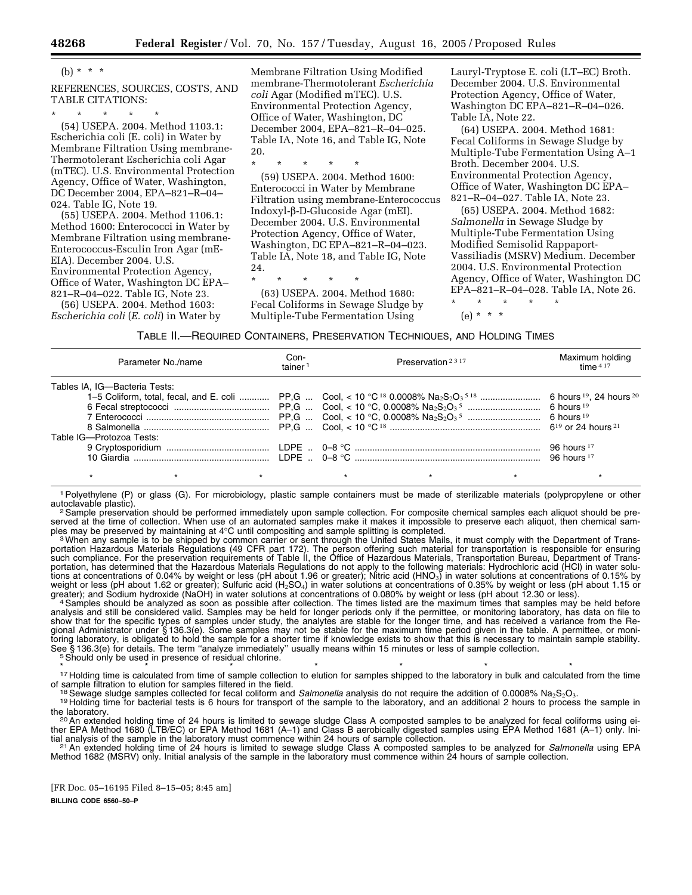(b) * * *

REFERENCES, SOURCES, COSTS, AND TABLE CITATIONS:

\* \* \* \* \*

(54) USEPA. 2004. Method 1103.1: Escherichia coli (E. coli) in Water by Membrane Filtration Using membrane-Thermotolerant Escherichia coli Agar (mTEC). U.S. Environmental Protection Agency, Office of Water, Washington, DC December 2004, EPA–821–R–04–024. Table IG, Note 19.

(55) USEPA. 2004. Method 1106.1: Method 1600: Enterococci in Water by Membrane Filtration using membrane-Enterococcus-Esculin Iron Agar (mE-EIA). December 2004. U.S. Environmental Protection Agency, Office of Water, Washington DC EPA–821–R–04–022. Table IG, Note 23.

(56) USEPA. 2004. Method 1603: *Escherichia coli* (*E. coli*) in Water by Membrane Filtration Using Modified membrane-Thermotolerant *Escherichia coli* Agar (Modified mTEC). U.S. Environmental Protection Agency, Office of Water, Washington, DC December 2004, EPA–821–R–04–025. Table IA, Note 16, and Table IG, Note 20.

\* \* \* \* \*

(59) USEPA. 2004. Method 1600: Enterococci in Water by Membrane Filtration using membrane-Enterococcus Indoxyl-β-D-Glucoside Agar (mEI). December 2004. U.S. Environmental Protection Agency, Office of Water, Washington, DC EPA–821–R–04–023. Table IA, Note 18, and Table IG, Note 24.

\* \* \* \* \*

(63) USEPA. 2004. Method 1680: Fecal Coliforms in Sewage Sludge by Multiple-Tube Fermentation Using Lauryl-Tryptose E. coli (LT–EC) Broth. December 2004. U.S. Environmental Protection Agency, Office of Water, Washington DC EPA–821–R–04–026. Table IA, Note 22.

(64) USEPA. 2004. Method 1681: Fecal Coliforms in Sewage Sludge by Multiple-Tube Fermentation Using A–1 Broth. December 2004. U.S. Environmental Protection Agency, Office of Water, Washington DC EPA–821–R–04–027. Table IA, Note 23.

(65) USEPA. 2004. Method 1682: *Salmonella* in Sewage Sludge by Multiple-Tube Fermentation Using Modified Semisolid Rappaport-Vassiliadis (MSRV) Medium. December 2004. U.S. Environmental Protection Agency, Office of Water, Washington DC EPA–821–R–04–028. Table IA, Note 26.

\* \* \* \* \*

(e) * * *

TABLE II.—REQUIRED CONTAINERS, PRESERVATION TECHNIQUES, AND HOLDING TIMES

| Parameter No./name | Container [1] | Preservation [2 3 17] | Maximum holding time [4 17] |
|---|---|---|---|
| Tables IA, IG—Bacteria Tests: | | | |
| 1–5 Coliform, total, fecal, and E. coli | PP,G | Cool, < 10 °C [18] 0.0008% $Na_2S_2O_3$ [5 18] | 6 hours [19], 24 hours [20] |
| 6 Fecal streptococci | PP,G | Cool, < 10 °C, 0.0008% $Na_2S_2O_3$ [5] | 6 hours [19] |
| 7 Enterococci | PP,G | Cool, < 10 °C, 0.0008% $Na_2S_2O_3$ [5] | 6 hours [19] |
| 8 Salmonella | PP,G | Cool, < 10 °C [18] | 6[19] or 24 hours [21] |
| Table IG—Protozoa Tests: | | | |
| 9 Cryptosporidium | LDPE | 0–8 °C | 96 hours [17] |
| 10 Giardia | LDPE | 0–8 °C | 96 hours [17] |
| * | * | * | * |

[1] Polyethylene (P) or glass (G). For microbiology, plastic sample containers must be made of sterilizable materials (polypropylene or other autoclavable plastic).

[2] Sample preservation should be performed immediately upon sample collection. For composite chemical samples each aliquot should be preserved at the time of collection. When use of an automated samples make it makes it impossible to preserve each aliquot, then chemical samples may be preserved by maintaining at 4°C until compositing and sample splitting is completed.

[3] When any sample is to be shipped by common carrier or sent through the United States Mails, it must comply with the Department of Transportation Hazardous Materials Regulations (49 CFR part 172). The person offering such material for transportation is responsible for ensuring such compliance. For the preservation requirements of Table II, the Office of Hazardous Materials, Transportation Bureau, Department of Transportation, has determined that the Hazardous Materials Regulations do not apply to the following materials: Hydrochloric acid (HCl) in water solutions at concentrations of 0.04% by weight or less (pH about 1.96 or greater); Nitric acid ($HNO_3$) in water solutions at concentrations of 0.15% by weight or less (pH about 1.62 or greater); Sulfuric acid ($H_2SO_4$) in water solutions at concentrations of 0.35% by weight or less (pH about 1.15 or greater); and Sodium hydroxide (NaOH) in water solutions at concentrations of 0.080% by weight or less (pH about 12.30 or less).

[4] Samples should be analyzed as soon as possible after collection. The times listed are the maximum times that samples may be held before analysis and still be considered valid. Samples may be held for longer periods only if the permittee, or monitoring laboratory, has data on file to show that for the specific types of samples under study, the analytes are stable for the longer time, and has received a variance from the Regional Administrator under § 136.3(e). Some samples may not be stable for the maximum time period given in the table. A permittee, or monitoring laboratory, is obligated to hold the sample for a shorter time if knowledge exists to show that this is necessary to maintain sample stability. See § 136.3(e) for details. The term "analyze immediately" usually means within 15 minutes or less of sample collection.

[5] Should only be used in presence of residual chlorine.

\* \* \* \* \* \* \*

[17] Holding time is calculated from time of sample collection to elution for samples shipped to the laboratory in bulk and calculated from the time of sample filtration to elution for samples filtered in the field.

[18] Sewage sludge samples collected for fecal coliform and *Salmonella* analysis do not require the addition of 0.0008% $Na_2S_2O_3$.

[19] Holding time for bacterial tests is 6 hours for transport of the sample to the laboratory, and an additional 2 hours to process the sample in the laboratory.

[20] An extended holding time of 24 hours is limited to sewage sludge Class A composted samples to be analyzed for fecal coliforms using either EPA Method 1680 (LTB/EC) or EPA Method 1681 (A–1) and Class B aerobically digested samples using EPA Method 1681 (A–1) only. Initial analysis of the sample in the laboratory must commence within 24 hours of sample collection.

[21] An extended holding time of 24 hours is limited to sewage sludge Class A composted samples to be analyzed for *Salmonella* using EPA Method 1682 (MSRV) only. Initial analysis of the sample in the laboratory must commence within 24 hours of sample collection.

[FR Doc. 05–16195 Filed 8–15–05; 8:45 am]

**BILLING CODE 6560–50–P**